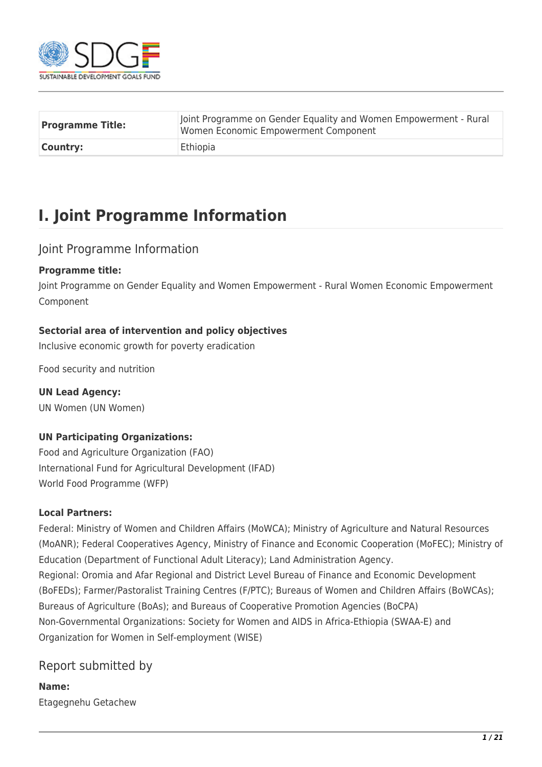| **Programme Title:** | Joint Programme on Gender Equality and Women Empowerment - Rural Women Economic Empowerment Component |
|---|---|
| **Country:** | Ethiopia |

# I. Joint Programme Information

## Joint Programme Information

**Programme title:**

Joint Programme on Gender Equality and Women Empowerment - Rural Women Economic Empowerment Component

**Sectorial area of intervention and policy objectives**

Inclusive economic growth for poverty eradication

Food security and nutrition

**UN Lead Agency:**

UN Women (UN Women)

**UN Participating Organizations:**

Food and Agriculture Organization (FAO)
International Fund for Agricultural Development (IFAD)
World Food Programme (WFP)

**Local Partners:**

Federal: Ministry of Women and Children Affairs (MoWCA); Ministry of Agriculture and Natural Resources (MoANR); Federal Cooperatives Agency, Ministry of Finance and Economic Cooperation (MoFEC); Ministry of Education (Department of Functional Adult Literacy); Land Administration Agency.
Regional: Oromia and Afar Regional and District Level Bureau of Finance and Economic Development (BoFEDs); Farmer/Pastoralist Training Centres (F/PTC); Bureaus of Women and Children Affairs (BoWCAs); Bureaus of Agriculture (BoAs); and Bureaus of Cooperative Promotion Agencies (BoCPA)
Non-Governmental Organizations: Society for Women and AIDS in Africa-Ethiopia (SWAA-E) and Organization for Women in Self-employment (WISE)

## Report submitted by

**Name:**

Etagegnehu Getachew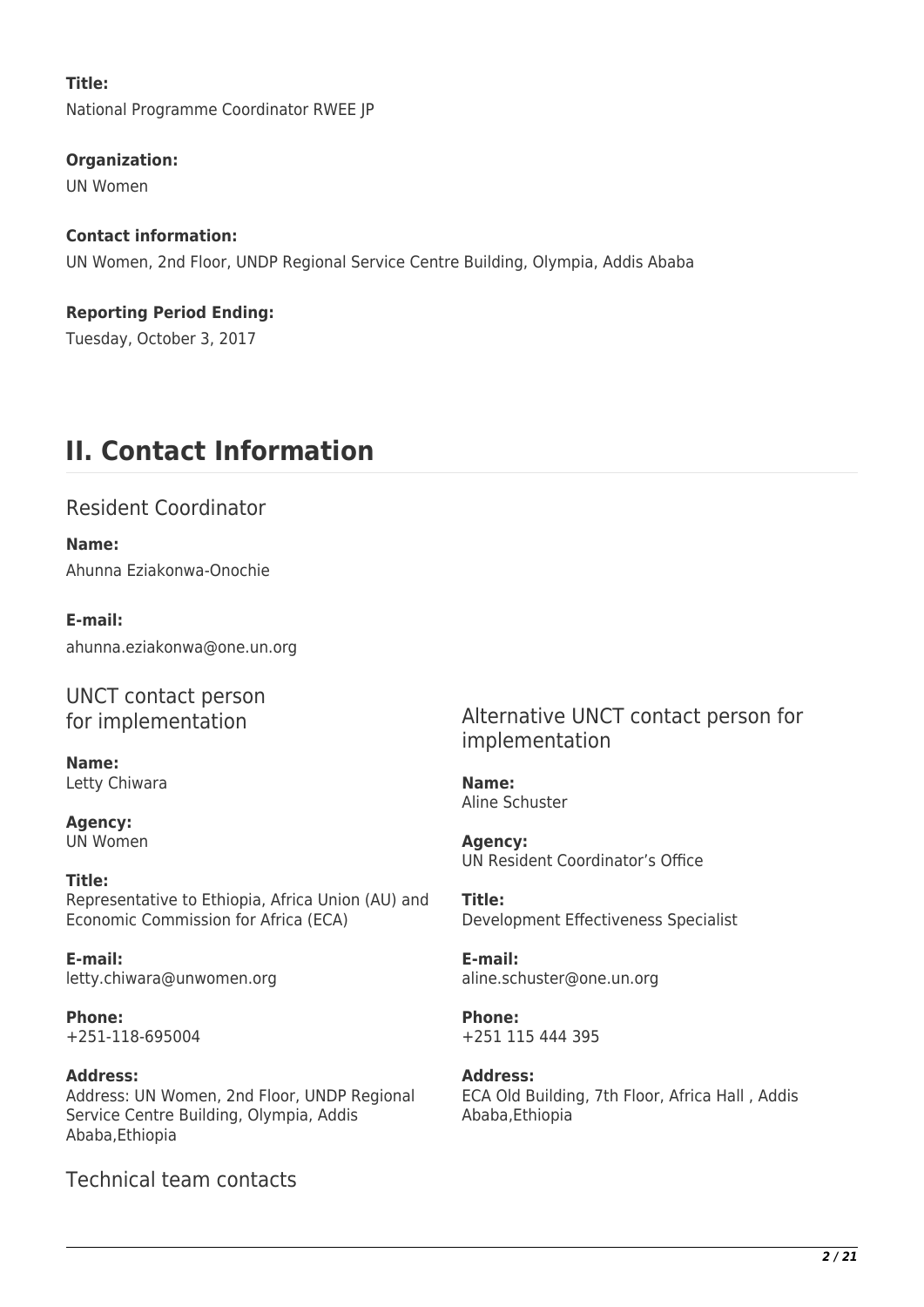**Title:**
National Programme Coordinator RWEE JP

**Organization:**
UN Women

**Contact information:**
UN Women, 2nd Floor, UNDP Regional Service Centre Building, Olympia, Addis Ababa

**Reporting Period Ending:**
Tuesday, October 3, 2017

# II. Contact Information

## Resident Coordinator

**Name:**
Ahunna Eziakonwa-Onochie

**E-mail:**
ahunna.eziakonwa@one.un.org

## UNCT contact person for implementation

**Name:**
Letty Chiwara

**Agency:**
UN Women

**Title:**
Representative to Ethiopia, Africa Union (AU) and Economic Commission for Africa (ECA)

**E-mail:**
letty.chiwara@unwomen.org

**Phone:**
+251-118-695004

**Address:**
Address: UN Women, 2nd Floor, UNDP Regional Service Centre Building, Olympia, Addis Ababa,Ethiopia

## Alternative UNCT contact person for implementation

**Name:**
Aline Schuster

**Agency:**
UN Resident Coordinator's Office

**Title:**
Development Effectiveness Specialist

**E-mail:**
aline.schuster@one.un.org

**Phone:**
+251 115 444 395

**Address:**
ECA Old Building, 7th Floor, Africa Hall , Addis Ababa,Ethiopia

## Technical team contacts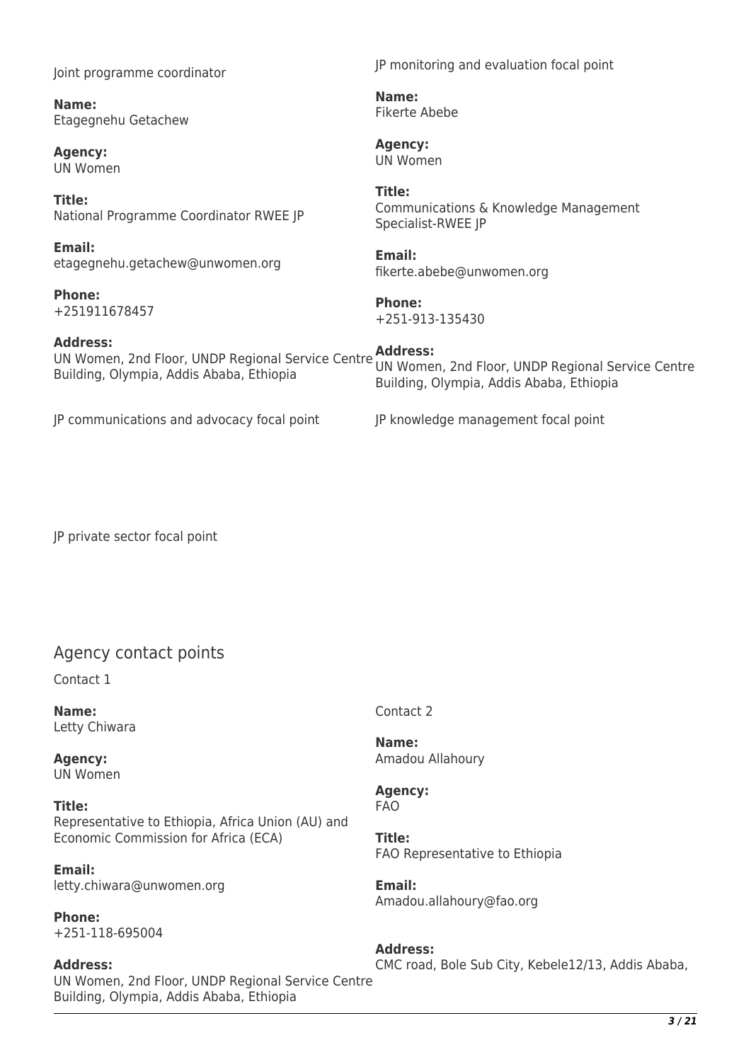Joint programme coordinator

**Name:**
Etagegnehu Getachew

**Agency:**
UN Women

**Title:**
National Programme Coordinator RWEE JP

**Email:**
etagegnehu.getachew@unwomen.org

**Phone:**
+251911678457

**Address:**
UN Women, 2nd Floor, UNDP Regional Service Centre Building, Olympia, Addis Ababa, Ethiopia

JP monitoring and evaluation focal point

**Name:**
Fikerte Abebe

**Agency:**
UN Women

**Title:**
Communications & Knowledge Management Specialist-RWEE JP

**Email:**
fikerte.abebe@unwomen.org

**Phone:**
+251-913-135430

**Address:**
UN Women, 2nd Floor, UNDP Regional Service Centre Building, Olympia, Addis Ababa, Ethiopia

JP communications and advocacy focal point

JP knowledge management focal point

JP private sector focal point

## Agency contact points

Contact 1

**Name:**
Letty Chiwara

**Agency:**
UN Women

**Title:**
Representative to Ethiopia, Africa Union (AU) and Economic Commission for Africa (ECA)

**Email:**
letty.chiwara@unwomen.org

**Phone:**
+251-118-695004

**Address:**
UN Women, 2nd Floor, UNDP Regional Service Centre Building, Olympia, Addis Ababa, Ethiopia

Contact 2

**Name:**
Amadou Allahoury

**Agency:**
FAO

**Title:**
FAO Representative to Ethiopia

**Email:**
Amadou.allahoury@fao.org

**Address:**
CMC road, Bole Sub City, Kebele12/13, Addis Ababa,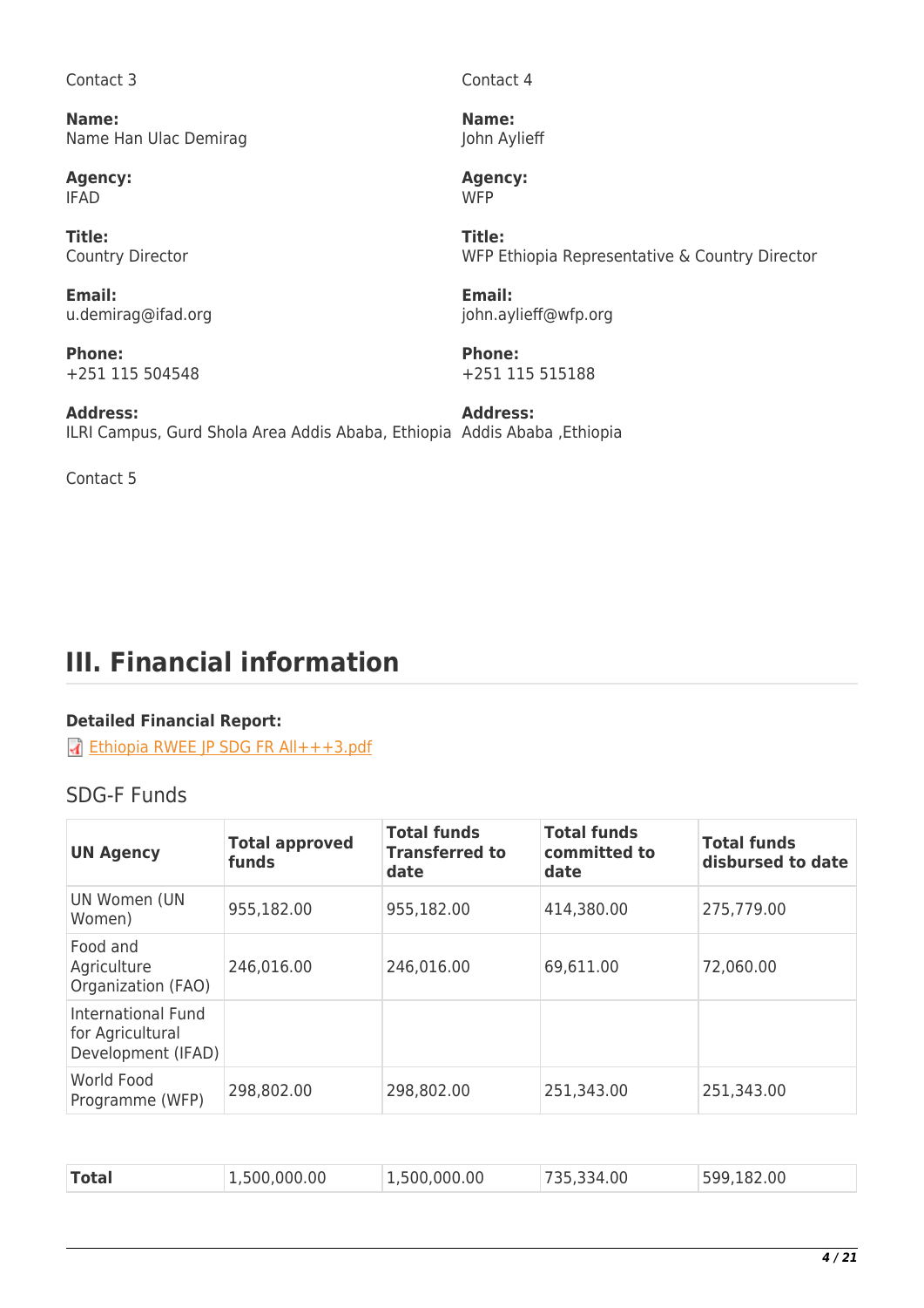Contact 3

**Name:**
Name Han Ulac Demirag

**Agency:**
IFAD

**Title:**
Country Director

**Email:**
u.demirag@ifad.org

**Phone:**
+251 115 504548

**Address:**
ILRI Campus, Gurd Shola Area Addis Ababa, Ethiopia

Contact 4

**Name:**
John Aylieff

**Agency:**
WFP

**Title:**
WFP Ethiopia Representative & Country Director

**Email:**
john.aylieff@wfp.org

**Phone:**
+251 115 515188

**Address:**
Addis Ababa ,Ethiopia

Contact 5

# III. Financial information

**Detailed Financial Report:**

Ethiopia RWEE JP SDG FR All+++3.pdf

## SDG-F Funds

| UN Agency | Total approved funds | Total funds Transferred to date | Total funds committed to date | Total funds disbursed to date |
|---|---|---|---|---|
| UN Women (UN Women) | 955,182.00 | 955,182.00 | 414,380.00 | 275,779.00 |
| Food and Agriculture Organization (FAO) | 246,016.00 | 246,016.00 | 69,611.00 | 72,060.00 |
| International Fund for Agricultural Development (IFAD) | | | | |
| World Food Programme (WFP) | 298,802.00 | 298,802.00 | 251,343.00 | 251,343.00 |
| **Total** | 1,500,000.00 | 1,500,000.00 | 735,334.00 | 599,182.00 |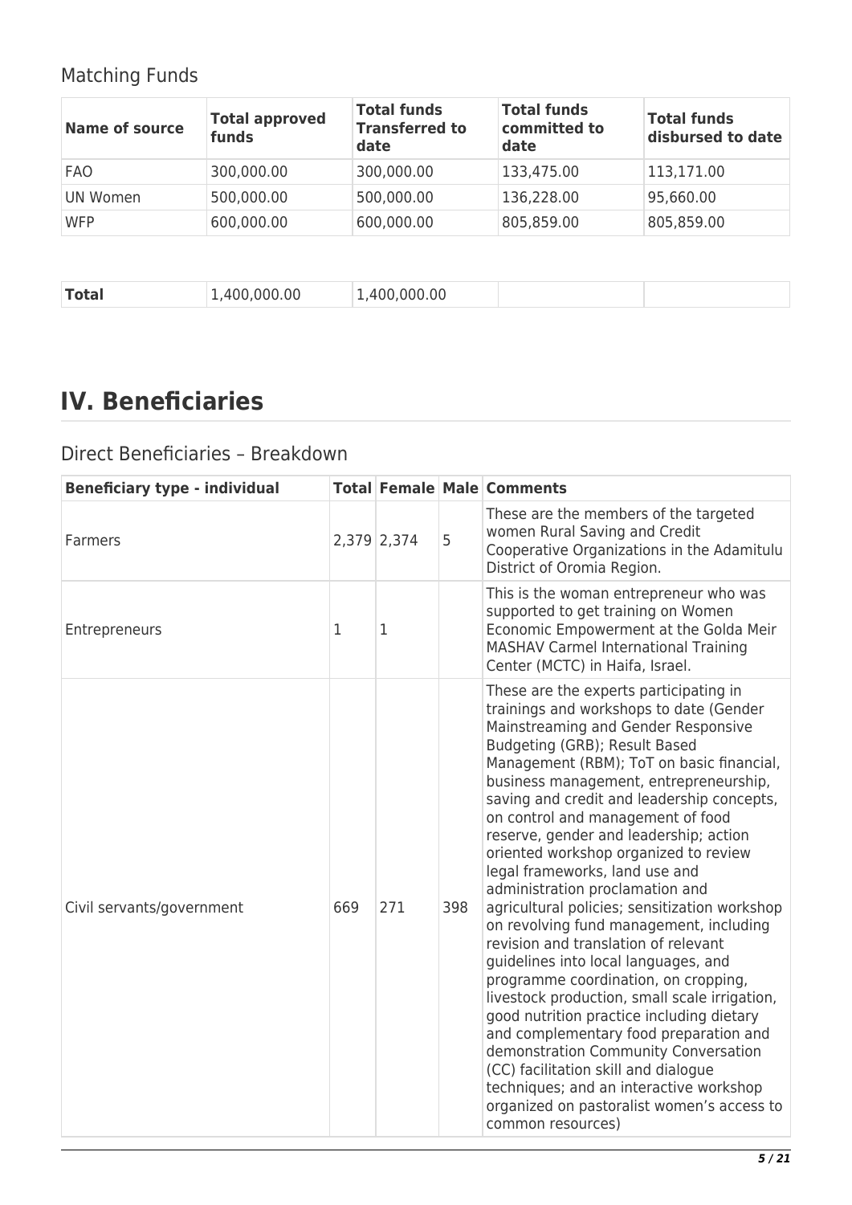## Matching Funds

| Name of source | Total approved funds | Total funds Transferred to date | Total funds committed to date | Total funds disbursed to date |
|---|---|---|---|---|
| FAO | 300,000.00 | 300,000.00 | 133,475.00 | 113,171.00 |
| UN Women | 500,000.00 | 500,000.00 | 136,228.00 | 95,660.00 |
| WFP | 600,000.00 | 600,000.00 | 805,859.00 | 805,859.00 |
| **Total** | 1,400,000.00 | 1,400,000.00 | | |

# IV. Beneficiaries

## Direct Beneficiaries – Breakdown

| Beneficiary type - individual | Total | Female | Male | Comments |
|---|---|---|---|---|
| Farmers | 2,379 | 2,374 | 5 | These are the members of the targeted women Rural Saving and Credit Cooperative Organizations in the Adamitulu District of Oromia Region. |
| Entrepreneurs | 1 | 1 | | This is the woman entrepreneur who was supported to get training on Women Economic Empowerment at the Golda Meir MASHAV Carmel International Training Center (MCTC) in Haifa, Israel. |
| Civil servants/government | 669 | 271 | 398 | These are the experts participating in trainings and workshops to date (Gender Mainstreaming and Gender Responsive Budgeting (GRB); Result Based Management (RBM); ToT on basic financial, business management, entrepreneurship, saving and credit and leadership concepts, on control and management of food reserve, gender and leadership; action oriented workshop organized to review legal frameworks, land use and administration proclamation and agricultural policies; sensitization workshop on revolving fund management, including revision and translation of relevant guidelines into local languages, and programme coordination, on cropping, livestock production, small scale irrigation, good nutrition practice including dietary and complementary food preparation and demonstration Community Conversation (CC) facilitation skill and dialogue techniques; and an interactive workshop organized on pastoralist women's access to common resources) |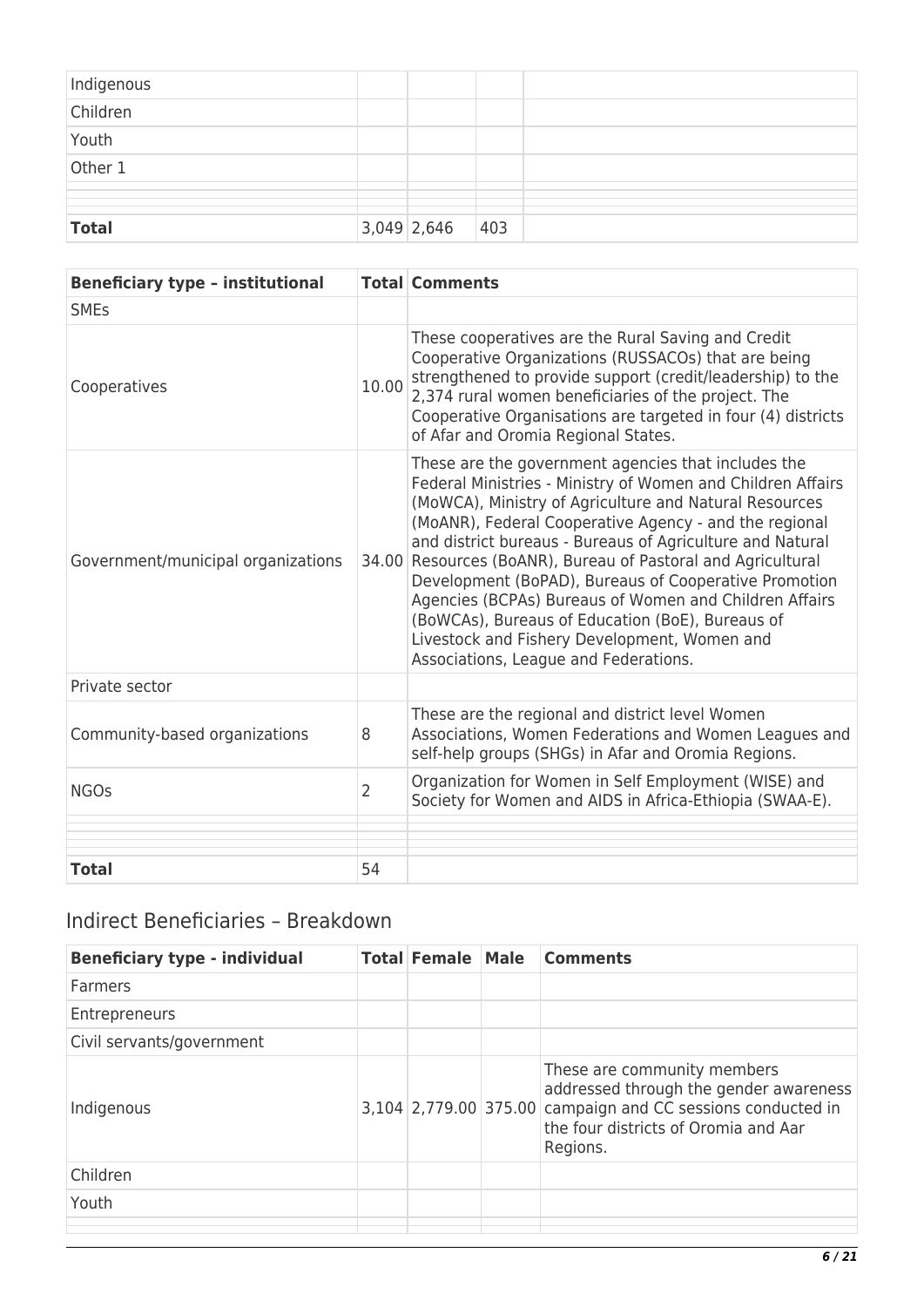| | | | | |
|---|---|---|---|---|
| Indigenous | | | | |
| Children | | | | |
| Youth | | | | |
| Other 1 | | | | |
| | | | | |
| | | | | |
| **Total** | 3,049 | 2,646 | 403 | |

| Beneficiary type – institutional | Total | Comments |
|---|---|---|
| SMEs | | |
| Cooperatives | 10.00 | These cooperatives are the Rural Saving and Credit Cooperative Organizations (RUSSACOs) that are being strengthened to provide support (credit/leadership) to the 2,374 rural women beneficiaries of the project. The Cooperative Organisations are targeted in four (4) districts of Afar and Oromia Regional States. |
| Government/municipal organizations | 34.00 | These are the government agencies that includes the Federal Ministries - Ministry of Women and Children Affairs (MoWCA), Ministry of Agriculture and Natural Resources (MoANR), Federal Cooperative Agency - and the regional and district bureaus - Bureaus of Agriculture and Natural Resources (BoANR), Bureau of Pastoral and Agricultural Development (BoPAD), Bureaus of Cooperative Promotion Agencies (BCPAs) Bureaus of Women and Children Affairs (BoWCAs), Bureaus of Education (BoE), Bureaus of Livestock and Fishery Development, Women and Associations, League and Federations. |
| Private sector | | |
| Community-based organizations | 8 | These are the regional and district level Women Associations, Women Federations and Women Leagues and self-help groups (SHGs) in Afar and Oromia Regions. |
| NGOs | 2 | Organization for Women in Self Employment (WISE) and Society for Women and AIDS in Africa-Ethiopia (SWAA-E). |
| | | |
| | | |
| **Total** | 54 | |

## Indirect Beneficiaries – Breakdown

| Beneficiary type - individual | Total | Female | Male | Comments |
|---|---|---|---|---|
| Farmers | | | | |
| Entrepreneurs | | | | |
| Civil servants/government | | | | |
| Indigenous | 3,104 | 2,779.00 | 375.00 | These are community members addressed through the gender awareness campaign and CC sessions conducted in the four districts of Oromia and Aar Regions. |
| Children | | | | |
| Youth | | | | |
| | | | | |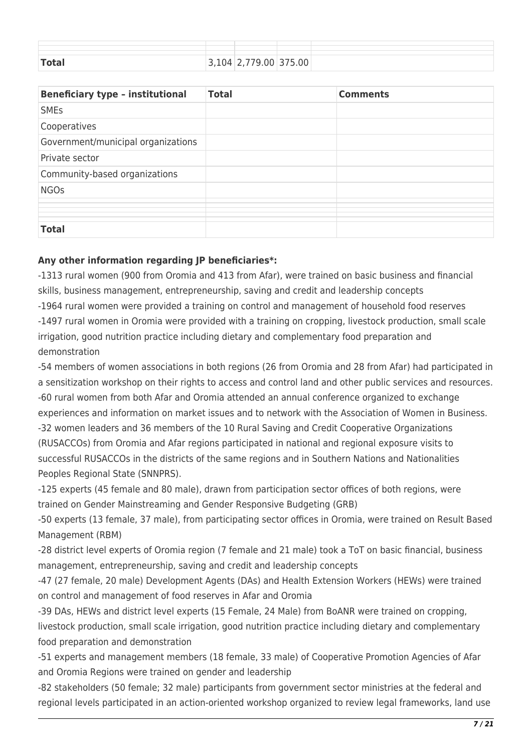| | | | | |
|---|---|---|---|---|
| | | | | |
| | | | | |
| **Total** | 3,104 | 2,779.00 | 375.00 | |

| Beneficiary type – institutional | Total | Comments |
|---|---|---|
| SMEs | | |
| Cooperatives | | |
| Government/municipal organizations | | |
| Private sector | | |
| Community-based organizations | | |
| NGOs | | |
| | | |
| | | |
| **Total** | | |

**Any other information regarding JP beneficiaries*:**

-1313 rural women (900 from Oromia and 413 from Afar), were trained on basic business and financial skills, business management, entrepreneurship, saving and credit and leadership concepts

-1964 rural women were provided a training on control and management of household food reserves

-1497 rural women in Oromia were provided with a training on cropping, livestock production, small scale irrigation, good nutrition practice including dietary and complementary food preparation and demonstration

-54 members of women associations in both regions (26 from Oromia and 28 from Afar) had participated in a sensitization workshop on their rights to access and control land and other public services and resources.

-60 rural women from both Afar and Oromia attended an annual conference organized to exchange experiences and information on market issues and to network with the Association of Women in Business.

-32 women leaders and 36 members of the 10 Rural Saving and Credit Cooperative Organizations (RUSACCOs) from Oromia and Afar regions participated in national and regional exposure visits to successful RUSACCOs in the districts of the same regions and in Southern Nations and Nationalities Peoples Regional State (SNNPRS).

-125 experts (45 female and 80 male), drawn from participation sector offices of both regions, were trained on Gender Mainstreaming and Gender Responsive Budgeting (GRB)

-50 experts (13 female, 37 male), from participating sector offices in Oromia, were trained on Result Based Management (RBM)

-28 district level experts of Oromia region (7 female and 21 male) took a ToT on basic financial, business management, entrepreneurship, saving and credit and leadership concepts

-47 (27 female, 20 male) Development Agents (DAs) and Health Extension Workers (HEWs) were trained on control and management of food reserves in Afar and Oromia

-39 DAs, HEWs and district level experts (15 Female, 24 Male) from BoANR were trained on cropping, livestock production, small scale irrigation, good nutrition practice including dietary and complementary food preparation and demonstration

-51 experts and management members (18 female, 33 male) of Cooperative Promotion Agencies of Afar and Oromia Regions were trained on gender and leadership

-82 stakeholders (50 female; 32 male) participants from government sector ministries at the federal and regional levels participated in an action-oriented workshop organized to review legal frameworks, land use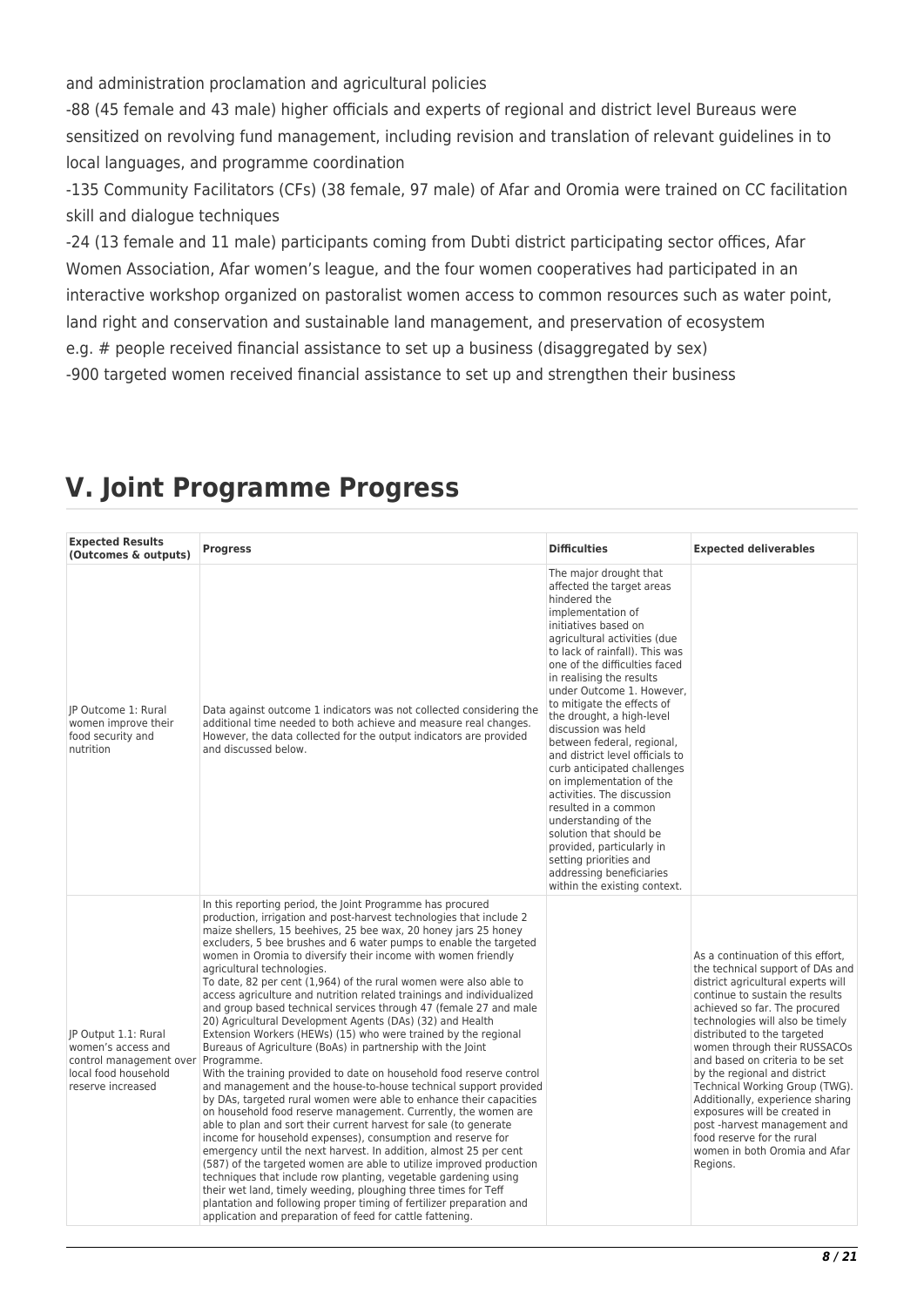and administration proclamation and agricultural policies

-88 (45 female and 43 male) higher officials and experts of regional and district level Bureaus were sensitized on revolving fund management, including revision and translation of relevant guidelines in to local languages, and programme coordination

-135 Community Facilitators (CFs) (38 female, 97 male) of Afar and Oromia were trained on CC facilitation skill and dialogue techniques

-24 (13 female and 11 male) participants coming from Dubti district participating sector offices, Afar Women Association, Afar women's league, and the four women cooperatives had participated in an interactive workshop organized on pastoralist women access to common resources such as water point, land right and conservation and sustainable land management, and preservation of ecosystem

e.g. # people received financial assistance to set up a business (disaggregated by sex)

-900 targeted women received financial assistance to set up and strengthen their business

# V. Joint Programme Progress

| Expected Results (Outcomes & outputs) | Progress | Difficulties | Expected deliverables |
|---|---|---|---|
| JP Outcome 1: Rural women improve their food security and nutrition | Data against outcome 1 indicators was not collected considering the additional time needed to both achieve and measure real changes. However, the data collected for the output indicators are provided and discussed below. | The major drought that affected the target areas hindered the implementation of initiatives based on agricultural activities (due to lack of rainfall). This was one of the difficulties faced in realising the results under Outcome 1. However, to mitigate the effects of the drought, a high-level discussion was held between federal, regional, and district level officials to curb anticipated challenges on implementation of the activities. The discussion resulted in a common understanding of the solution that should be provided, particularly in setting priorities and addressing beneficiaries within the existing context. | |
| JP Output 1.1: Rural women's access and control management over local food household reserve increased | In this reporting period, the Joint Programme has procured production, irrigation and post-harvest technologies that include 2 maize shellers, 15 beehives, 25 bee wax, 20 honey jars 25 honey excluders, 5 bee brushes and 6 water pumps to enable the targeted women in Oromia to diversify their income with women friendly agricultural technologies.<br>To date, 82 per cent (1,964) of the rural women were also able to access agriculture and nutrition related trainings and individualized and group based technical services through 47 (female 27 and male 20) Agricultural Development Agents (DAs) (32) and Health Extension Workers (HEWs) (15) who were trained by the regional Bureaus of Agriculture (BoAs) in partnership with the Joint Programme.<br>With the training provided to date on household food reserve control and management and the house-to-house technical support provided by DAs, targeted rural women were able to enhance their capacities on household food reserve management. Currently, the women are able to plan and sort their current harvest for sale (to generate income for household expenses), consumption and reserve for emergency until the next harvest. In addition, almost 25 per cent (587) of the targeted women are able to utilize improved production techniques that include row planting, vegetable gardening using their wet land, timely weeding, ploughing three times for Teff plantation and following proper timing of fertilizer preparation and application and preparation of feed for cattle fattening. | | As a continuation of this effort, the technical support of DAs and district agricultural experts will continue to sustain the results achieved so far. The procured technologies will also be timely distributed to the targeted women through their RUSSACOs and based on criteria to be set by the regional and district Technical Working Group (TWG). Additionally, experience sharing exposures will be created in post -harvest management and food reserve for the rural women in both Oromia and Afar Regions. |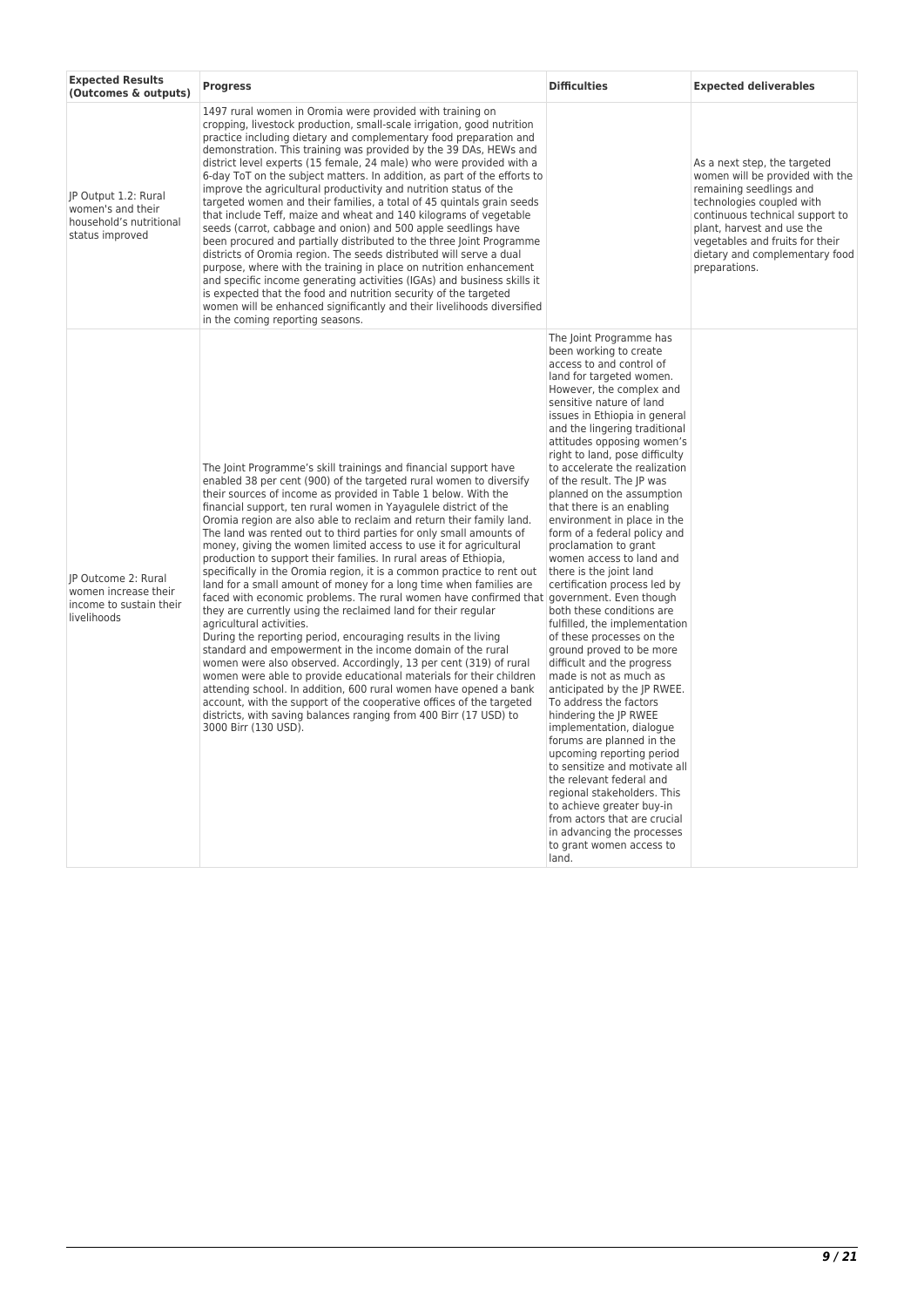| Expected Results (Outcomes & outputs) | Progress | Difficulties | Expected deliverables |
|---|---|---|---|
| JP Output 1.2: Rural women's and their household's nutritional status improved | 1497 rural women in Oromia were provided with training on cropping, livestock production, small-scale irrigation, good nutrition practice including dietary and complementary food preparation and demonstration. This training was provided by the 39 DAs, HEWs and district level experts (15 female, 24 male) who were provided with a 6-day ToT on the subject matters. In addition, as part of the efforts to improve the agricultural productivity and nutrition status of the targeted women and their families, a total of 45 quintals grain seeds that include Teff, maize and wheat and 140 kilograms of vegetable seeds (carrot, cabbage and onion) and 500 apple seedlings have been procured and partially distributed to the three Joint Programme districts of Oromia region. The seeds distributed will serve a dual purpose, where with the training in place on nutrition enhancement and specific income generating activities (IGAs) and business skills it is expected that the food and nutrition security of the targeted women will be enhanced significantly and their livelihoods diversified in the coming reporting seasons. | | As a next step, the targeted women will be provided with the remaining seedlings and technologies coupled with continuous technical support to plant, harvest and use the vegetables and fruits for their dietary and complementary food preparations. |
| JP Outcome 2: Rural women increase their income to sustain their livelihoods | The Joint Programme's skill trainings and financial support have enabled 38 per cent (900) of the targeted rural women to diversify their sources of income as provided in Table 1 below. With the financial support, ten rural women in Yayagulele district of the Oromia region are also able to reclaim and return their family land. The land was rented out to third parties for only small amounts of money, giving the women limited access to use it for agricultural production to support their families. In rural areas of Ethiopia, specifically in the Oromia region, it is a common practice to rent out land for a small amount of money for a long time when families are faced with economic problems. The rural women have confirmed that they are currently using the reclaimed land for their regular agricultural activities.<br>During the reporting period, encouraging results in the living standard and empowerment in the income domain of the rural women were also observed. Accordingly, 13 per cent (319) of rural women were able to provide educational materials for their children attending school. In addition, 600 rural women have opened a bank account, with the support of the cooperative offices of the targeted districts, with saving balances ranging from 400 Birr (17 USD) to 3000 Birr (130 USD). | The Joint Programme has been working to create access to and control of land for targeted women. However, the complex and sensitive nature of land issues in Ethiopia in general and the lingering traditional attitudes opposing women's right to land, pose difficulty to accelerate the realization of the result. The JP was planned on the assumption that there is an enabling environment in place in the form of a federal policy and proclamation to grant women access to land and there is the joint land certification process led by government. Even though both these conditions are fulfilled, the implementation of these processes on the ground proved to be more difficult and the progress made is not as much as anticipated by the JP RWEE. To address the factors hindering the JP RWEE implementation, dialogue forums are planned in the upcoming reporting period to sensitize and motivate all the relevant federal and regional stakeholders. This to achieve greater buy-in from actors that are crucial in advancing the processes to grant women access to land. | |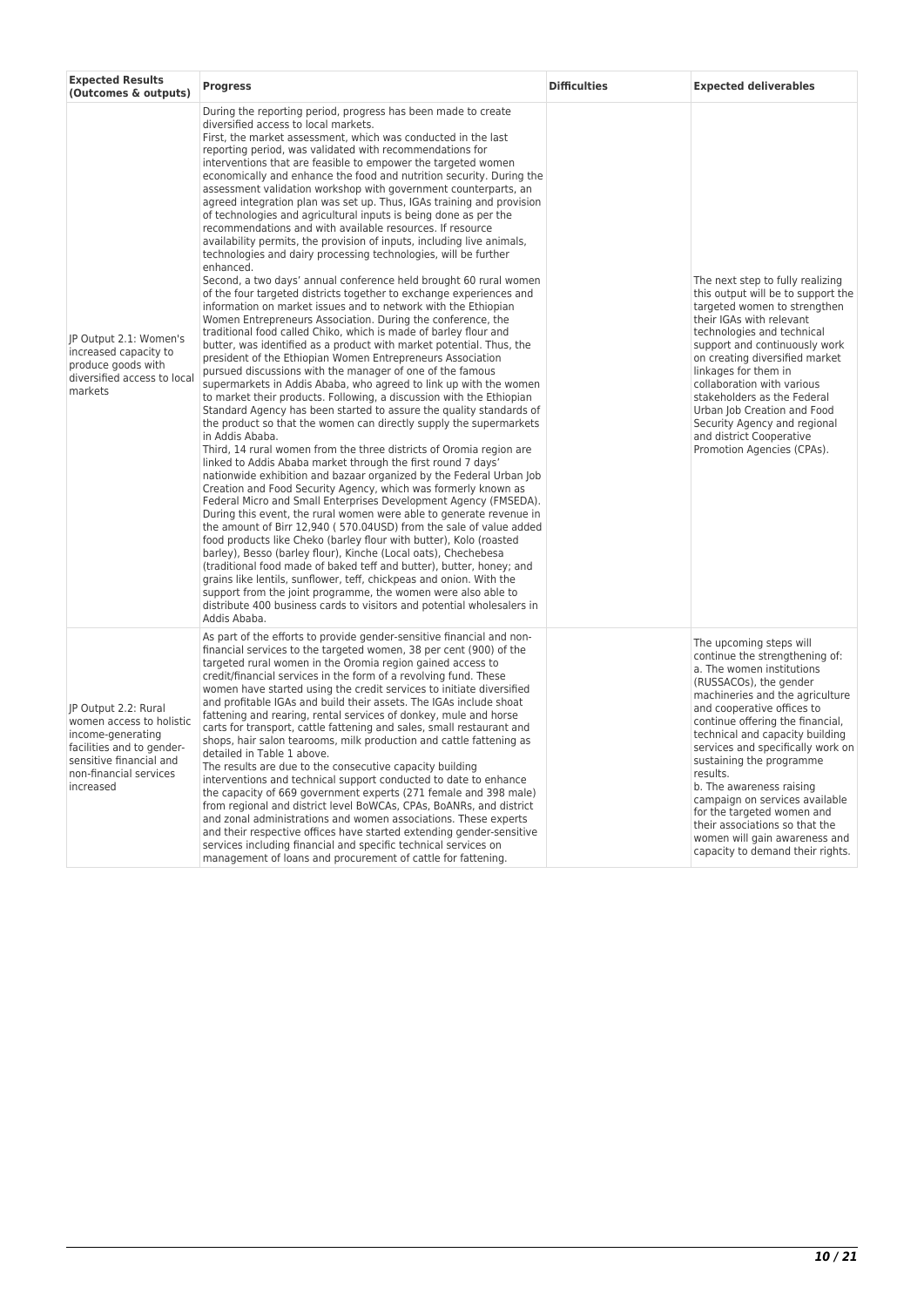| Expected Results (Outcomes & outputs) | Progress | Difficulties | Expected deliverables |
|---|---|---|---|
| JP Output 2.1: Women's increased capacity to produce goods with diversified access to local markets | During the reporting period, progress has been made to create diversified access to local markets.<br>First, the market assessment, which was conducted in the last reporting period, was validated with recommendations for interventions that are feasible to empower the targeted women economically and enhance the food and nutrition security. During the assessment validation workshop with government counterparts, an agreed integration plan was set up. Thus, IGAs training and provision of technologies and agricultural inputs is being done as per the recommendations and with available resources. If resource availability permits, the provision of inputs, including live animals, technologies and dairy processing technologies, will be further enhanced.<br>Second, a two days' annual conference held brought 60 rural women of the four targeted districts together to exchange experiences and information on market issues and to network with the Ethiopian Women Entrepreneurs Association. During the conference, the traditional food called Chiko, which is made of barley flour and butter, was identified as a product with market potential. Thus, the president of the Ethiopian Women Entrepreneurs Association pursued discussions with the manager of one of the famous supermarkets in Addis Ababa, who agreed to link up with the women to market their products. Following, a discussion with the Ethiopian Standard Agency has been started to assure the quality standards of the product so that the women can directly supply the supermarkets in Addis Ababa.<br>Third, 14 rural women from the three districts of Oromia region are linked to Addis Ababa market through the first round 7 days' nationwide exhibition and bazaar organized by the Federal Urban Job Creation and Food Security Agency, which was formerly known as Federal Micro and Small Enterprises Development Agency (FMSEDA). During this event, the rural women were able to generate revenue in the amount of Birr 12,940 ( 570.04USD) from the sale of value added food products like Cheko (barley flour with butter), Kolo (roasted barley), Besso (barley flour), Kinche (Local oats), Chechebesa (traditional food made of baked teff and butter), butter, honey; and grains like lentils, sunflower, teff, chickpeas and onion. With the support from the joint programme, the women were also able to distribute 400 business cards to visitors and potential wholesalers in Addis Ababa. | | The next step to fully realizing this output will be to support the targeted women to strengthen their IGAs with relevant technologies and technical support and continuously work on creating diversified market linkages for them in collaboration with various stakeholders as the Federal Urban Job Creation and Food Security Agency and regional and district Cooperative Promotion Agencies (CPAs). |
| JP Output 2.2: Rural women access to holistic income-generating facilities and to gender-sensitive financial and non-financial services increased | As part of the efforts to provide gender-sensitive financial and non-financial services to the targeted women, 38 per cent (900) of the targeted rural women in the Oromia region gained access to credit/financial services in the form of a revolving fund. These women have started using the credit services to initiate diversified and profitable IGAs and build their assets. The IGAs include shoat fattening and rearing, rental services of donkey, mule and horse carts for transport, cattle fattening and sales, small restaurant and shops, hair salon tearooms, milk production and cattle fattening as detailed in Table 1 above.<br>The results are due to the consecutive capacity building interventions and technical support conducted to date to enhance the capacity of 669 government experts (271 female and 398 male) from regional and district level BoWCAs, CPAs, BoANRs, and district and zonal administrations and women associations. These experts and their respective offices have started extending gender-sensitive services including financial and specific technical services on management of loans and procurement of cattle for fattening. | | The upcoming steps will continue the strengthening of:<br>a. The women institutions (RUSSACOs), the gender machineries and the agriculture and cooperative offices to continue offering the financial, technical and capacity building services and specifically work on sustaining the programme results.<br>b. The awareness raising campaign on services available for the targeted women and their associations so that the women will gain awareness and capacity to demand their rights. |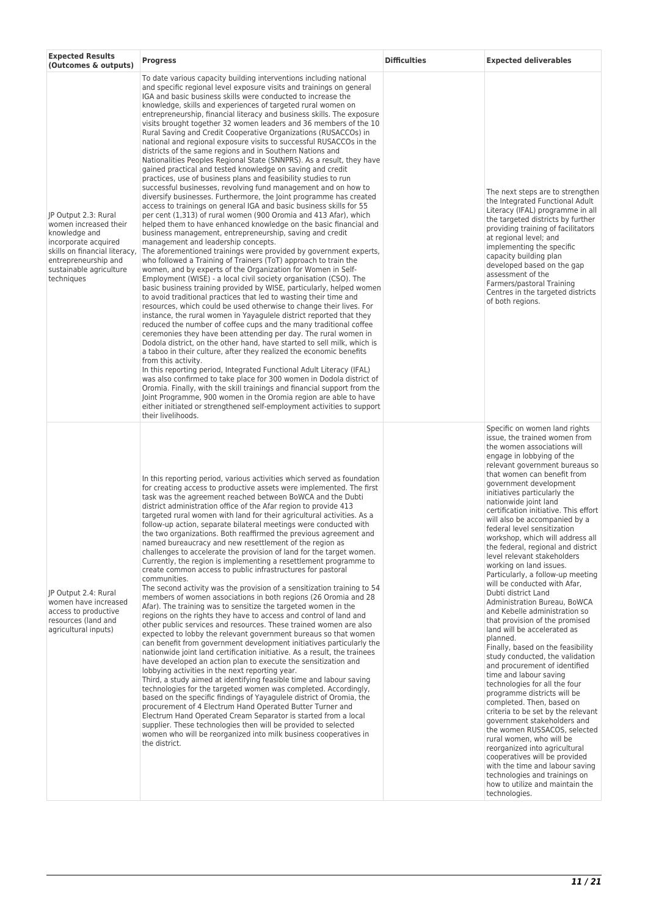| Expected Results (Outcomes & outputs) | Progress | Difficulties | Expected deliverables |
|---|---|---|---|
| JP Output 2.3: Rural women increased their knowledge and incorporate acquired skills on financial literacy, entrepreneurship and sustainable agriculture techniques | To date various capacity building interventions including national and specific regional level exposure visits and trainings on general IGA and basic business skills were conducted to increase the knowledge, skills and experiences of targeted rural women on entrepreneurship, financial literacy and business skills. The exposure visits brought together 32 women leaders and 36 members of the 10 Rural Saving and Credit Cooperative Organizations (RUSACCOs) in national and regional exposure visits to successful RUSACCOs in the districts of the same regions and in Southern Nations and Nationalities Peoples Regional State (SNNPRS). As a result, they have gained practical and tested knowledge on saving and credit practices, use of business plans and feasibility studies to run successful businesses, revolving fund management and on how to diversify businesses. Furthermore, the Joint programme has created access to trainings on general IGA and basic business skills for 55 per cent (1,313) of rural women (900 Oromia and 413 Afar), which helped them to have enhanced knowledge on the basic financial and business management, entrepreneurship, saving and credit management and leadership concepts.<br>The aforementioned trainings were provided by government experts, who followed a Training of Trainers (ToT) approach to train the women, and by experts of the Organization for Women in Self-Employment (WISE) - a local civil society organisation (CSO). The basic business training provided by WISE, particularly, helped women to avoid traditional practices that led to wasting their time and resources, which could be used otherwise to change their lives. For instance, the rural women in Yayagulele district reported that they reduced the number of coffee cups and the many traditional coffee ceremonies they have been attending per day. The rural women in Dodola district, on the other hand, have started to sell milk, which is a taboo in their culture, after they realized the economic benefits from this activity.<br>In this reporting period, Integrated Functional Adult Literacy (IFAL) was also confirmed to take place for 300 women in Dodola district of Oromia. Finally, with the skill trainings and financial support from the Joint Programme, 900 women in the Oromia region are able to have either initiated or strengthened self-employment activities to support their livelihoods. | | The next steps are to strengthen the Integrated Functional Adult Literacy (IFAL) programme in all the targeted districts by further providing training of facilitators at regional level; and implementing the specific capacity building plan developed based on the gap assessment of the Farmers/pastoral Training Centres in the targeted districts of both regions. |
| JP Output 2.4: Rural women have increased access to productive resources (land and agricultural inputs) | In this reporting period, various activities which served as foundation for creating access to productive assets were implemented. The first task was the agreement reached between BoWCA and the Dubti district administration office of the Afar region to provide 413 targeted rural women with land for their agricultural activities. As a follow-up action, separate bilateral meetings were conducted with the two organizations. Both reaffirmed the previous agreement and named bureaucracy and new resettlement of the region as challenges to accelerate the provision of land for the target women. Currently, the region is implementing a resettlement programme to create common access to public infrastructures for pastoral communities.<br>The second activity was the provision of a sensitization training to 54 members of women associations in both regions (26 Oromia and 28 Afar). The training was to sensitize the targeted women in the regions on the rights they have to access and control of land and other public services and resources. These trained women are also expected to lobby the relevant government bureaus so that women can benefit from government development initiatives particularly the nationwide joint land certification initiative. As a result, the trainees have developed an action plan to execute the sensitization and lobbying activities in the next reporting year.<br>Third, a study aimed at identifying feasible time and labour saving technologies for the targeted women was completed. Accordingly, based on the specific findings of Yayagulele district of Oromia, the procurement of 4 Electrum Hand Operated Butter Turner and Electrum Hand Operated Cream Separator is started from a local supplier. These technologies then will be provided to selected women who will be reorganized into milk business cooperatives in the district. | | Specific on women land rights issue, the trained women from the women associations will engage in lobbying of the relevant government bureaus so that women can benefit from government development initiatives particularly the nationwide joint land certification initiative. This effort will also be accompanied by a federal level sensitization workshop, which will address all the federal, regional and district level relevant stakeholders working on land issues.<br>Particularly, a follow-up meeting will be conducted with Afar, Dubti district Land Administration Bureau, BoWCA and Kebelle administration so that provision of the promised land will be accelerated as planned.<br>Finally, based on the feasibility study conducted, the validation and procurement of identified time and labour saving technologies for all the four programme districts will be completed. Then, based on criteria to be set by the relevant government stakeholders and the women RUSSACOS, selected rural women, who will be reorganized into agricultural cooperatives will be provided with the time and labour saving technologies and trainings on how to utilize and maintain the technologies. |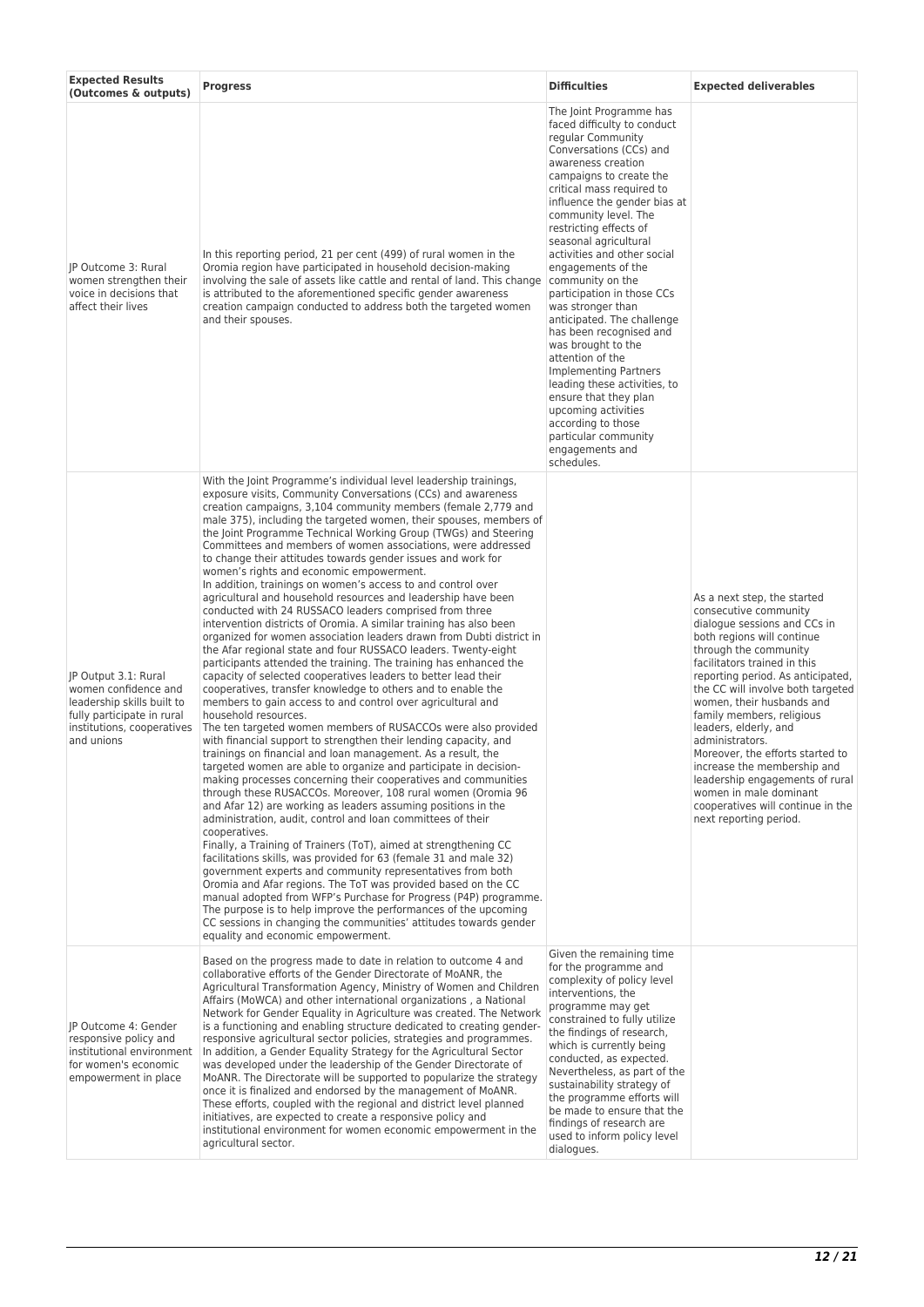| Expected Results (Outcomes & outputs) | Progress | Difficulties | Expected deliverables |
|---|---|---|---|
| JP Outcome 3: Rural women strengthen their voice in decisions that affect their lives | In this reporting period, 21 per cent (499) of rural women in the Oromia region have participated in household decision-making involving the sale of assets like cattle and rental of land. This change is attributed to the aforementioned specific gender awareness creation campaign conducted to address both the targeted women and their spouses. | The Joint Programme has faced difficulty to conduct regular Community Conversations (CCs) and awareness creation campaigns to create the critical mass required to influence the gender bias at community level. The restricting effects of seasonal agricultural activities and other social engagements of the community on the participation in those CCs was stronger than anticipated. The challenge has been recognised and was brought to the attention of the Implementing Partners leading these activities, to ensure that they plan upcoming activities according to those particular community engagements and schedules. | |
| JP Output 3.1: Rural women confidence and leadership skills built to fully participate in rural institutions, cooperatives and unions | With the Joint Programme's individual level leadership trainings, exposure visits, Community Conversations (CCs) and awareness creation campaigns, 3,104 community members (female 2,779 and male 375), including the targeted women, their spouses, members of the Joint Programme Technical Working Group (TWGs) and Steering Committees and members of women associations, were addressed to change their attitudes towards gender issues and work for women's rights and economic empowerment.<br>In addition, trainings on women's access to and control over agricultural and household resources and leadership have been conducted with 24 RUSSACO leaders comprised from three intervention districts of Oromia. A similar training has also been organized for women association leaders drawn from Dubti district in the Afar regional state and four RUSSACO leaders. Twenty-eight participants attended the training. The training has enhanced the capacity of selected cooperatives leaders to better lead their cooperatives, transfer knowledge to others and to enable the members to gain access to and control over agricultural and household resources.<br>The ten targeted women members of RUSACCOs were also provided with financial support to strengthen their lending capacity, and trainings on financial and loan management. As a result, the targeted women are able to organize and participate in decision-making processes concerning their cooperatives and communities through these RUSACCOs. Moreover, 108 rural women (Oromia 96 and Afar 12) are working as leaders assuming positions in the administration, audit, control and loan committees of their cooperatives.<br>Finally, a Training of Trainers (ToT), aimed at strengthening CC facilitations skills, was provided for 63 (female 31 and male 32) government experts and community representatives from both Oromia and Afar regions. The ToT was provided based on the CC manual adopted from WFP's Purchase for Progress (P4P) programme. The purpose is to help improve the performances of the upcoming CC sessions in changing the communities' attitudes towards gender equality and economic empowerment. | | As a next step, the started consecutive community dialogue sessions and CCs in both regions will continue through the community facilitators trained in this reporting period. As anticipated, the CC will involve both targeted women, their husbands and family members, religious leaders, elderly, and administrators.<br>Moreover, the efforts started to increase the membership and leadership engagements of rural women in male dominant cooperatives will continue in the next reporting period. |
| JP Outcome 4: Gender responsive policy and institutional environment for women's economic empowerment in place | Based on the progress made to date in relation to outcome 4 and collaborative efforts of the Gender Directorate of MoANR, the Agricultural Transformation Agency, Ministry of Women and Children Affairs (MoWCA) and other international organizations , a National Network for Gender Equality in Agriculture was created. The Network is a functioning and enabling structure dedicated to creating gender-responsive agricultural sector policies, strategies and programmes.<br>In addition, a Gender Equality Strategy for the Agricultural Sector was developed under the leadership of the Gender Directorate of MoANR. The Directorate will be supported to popularize the strategy once it is finalized and endorsed by the management of MoANR. These efforts, coupled with the regional and district level planned initiatives, are expected to create a responsive policy and institutional environment for women economic empowerment in the agricultural sector. | Given the remaining time for the programme and complexity of policy level interventions, the programme may get constrained to fully utilize the findings of research, which is currently being conducted, as expected. Nevertheless, as part of the sustainability strategy of the programme efforts will be made to ensure that the findings of research are used to inform policy level dialogues. | |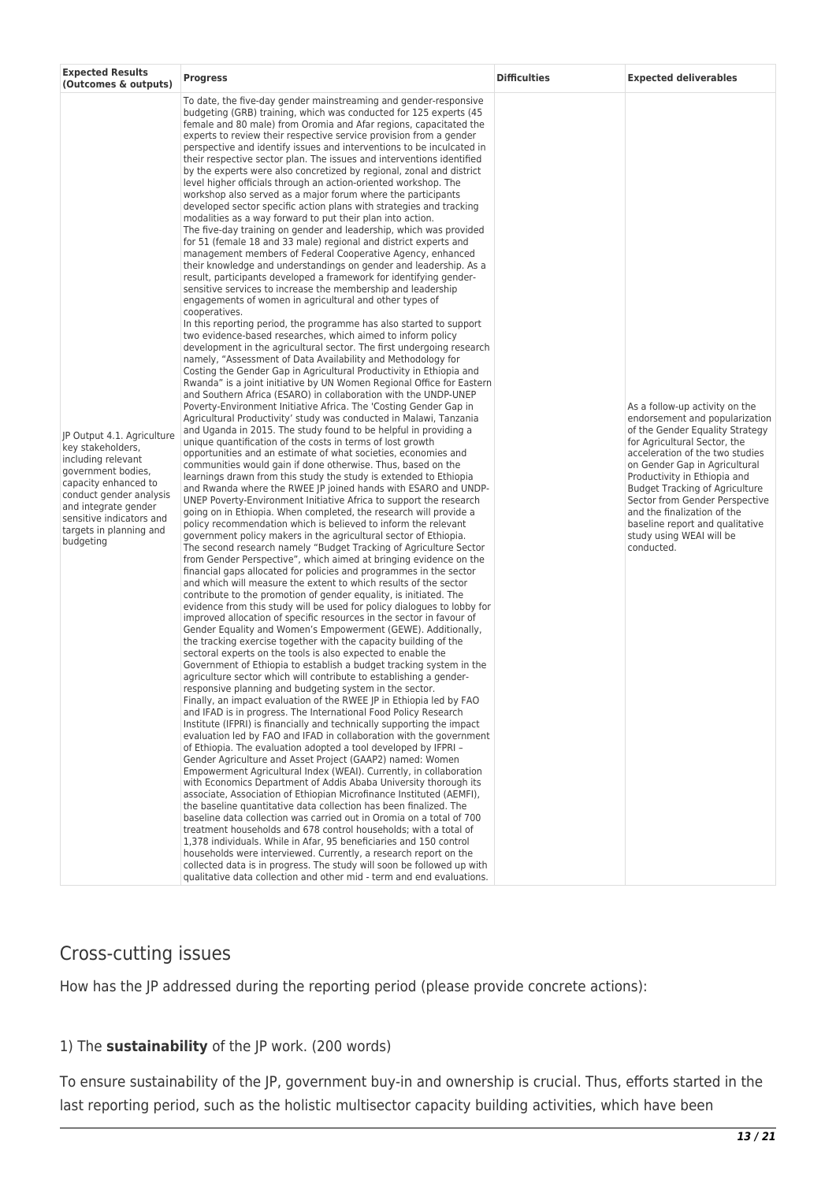| Expected Results (Outcomes & outputs) | Progress | Difficulties | Expected deliverables |
|---|---|---|---|
| JP Output 4.1. Agriculture key stakeholders, including relevant government bodies, capacity enhanced to conduct gender analysis and integrate gender sensitive indicators and targets in planning and budgeting | To date, the five-day gender mainstreaming and gender-responsive budgeting (GRB) training, which was conducted for 125 experts (45 female and 80 male) from Oromia and Afar regions, capacitated the experts to review their respective service provision from a gender perspective and identify issues and interventions to be inculcated in their respective sector plan. The issues and interventions identified by the experts were also concretized by regional, zonal and district level higher officials through an action-oriented workshop. The workshop also served as a major forum where the participants developed sector specific action plans with strategies and tracking modalities as a way forward to put their plan into action.<br>The five-day training on gender and leadership, which was provided for 51 (female 18 and 33 male) regional and district experts and management members of Federal Cooperative Agency, enhanced their knowledge and understandings on gender and leadership. As a result, participants developed a framework for identifying gender-sensitive services to increase the membership and leadership engagements of women in agricultural and other types of cooperatives.<br>In this reporting period, the programme has also started to support two evidence-based researches, which aimed to inform policy development in the agricultural sector. The first undergoing research namely, "Assessment of Data Availability and Methodology for Costing the Gender Gap in Agricultural Productivity in Ethiopia and Rwanda" is a joint initiative by UN Women Regional Office for Eastern and Southern Africa (ESARO) in collaboration with the UNDP-UNEP Poverty-Environment Initiative Africa. The 'Costing Gender Gap in Agricultural Productivity' study was conducted in Malawi, Tanzania and Uganda in 2015. The study found to be helpful in providing a unique quantification of the costs in terms of lost growth opportunities and an estimate of what societies, economies and communities would gain if done otherwise. Thus, based on the learnings drawn from this study the study is extended to Ethiopia and Rwanda where the RWEE JP joined hands with ESARO and UNDP-UNEP Poverty-Environment Initiative Africa to support the research going on in Ethiopia. When completed, the research will provide a policy recommendation which is believed to inform the relevant government policy makers in the agricultural sector of Ethiopia.<br>The second research namely "Budget Tracking of Agriculture Sector from Gender Perspective", which aimed at bringing evidence on the financial gaps allocated for policies and programmes in the sector and which will measure the extent to which results of the sector contribute to the promotion of gender equality, is initiated. The evidence from this study will be used for policy dialogues to lobby for improved allocation of specific resources in the sector in favour of Gender Equality and Women's Empowerment (GEWE). Additionally, the tracking exercise together with the capacity building of the sectoral experts on the tools is also expected to enable the Government of Ethiopia to establish a budget tracking system in the agriculture sector which will contribute to establishing a gender-responsive planning and budgeting system in the sector.<br>Finally, an impact evaluation of the RWEE JP in Ethiopia led by FAO and IFAD is in progress. The International Food Policy Research Institute (IFPRI) is financially and technically supporting the impact evaluation led by FAO and IFAD in collaboration with the government of Ethiopia. The evaluation adopted a tool developed by IFPRI – Gender Agriculture and Asset Project (GAAP2) named: Women Empowerment Agricultural Index (WEAI). Currently, in collaboration with Economics Department of Addis Ababa University thorough its associate, Association of Ethiopian Microfinance Instituted (AEMFI), the baseline quantitative data collection has been finalized. The baseline data collection was carried out in Oromia on a total of 700 treatment households and 678 control households; with a total of 1,378 individuals. While in Afar, 95 beneficiaries and 150 control households were interviewed. Currently, a research report on the collected data is in progress. The study will soon be followed up with qualitative data collection and other mid - term and end evaluations. | | As a follow-up activity on the endorsement and popularization of the Gender Equality Strategy for Agricultural Sector, the acceleration of the two studies on Gender Gap in Agricultural Productivity in Ethiopia and Budget Tracking of Agriculture Sector from Gender Perspective and the finalization of the baseline report and qualitative study using WEAI will be conducted. |

## Cross-cutting issues

How has the JP addressed during the reporting period (please provide concrete actions):

1) The **sustainability** of the JP work. (200 words)

To ensure sustainability of the JP, government buy-in and ownership is crucial. Thus, efforts started in the last reporting period, such as the holistic multisector capacity building activities, which have been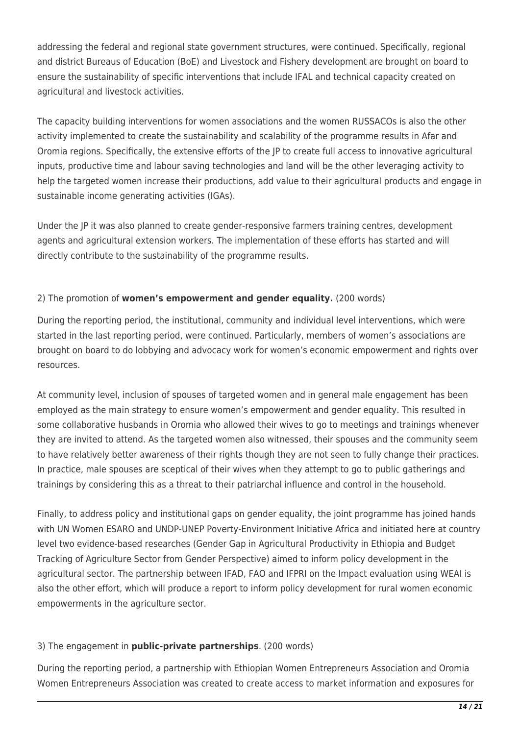addressing the federal and regional state government structures, were continued. Specifically, regional and district Bureaus of Education (BoE) and Livestock and Fishery development are brought on board to ensure the sustainability of specific interventions that include IFAL and technical capacity created on agricultural and livestock activities.

The capacity building interventions for women associations and the women RUSSACOs is also the other activity implemented to create the sustainability and scalability of the programme results in Afar and Oromia regions. Specifically, the extensive efforts of the JP to create full access to innovative agricultural inputs, productive time and labour saving technologies and land will be the other leveraging activity to help the targeted women increase their productions, add value to their agricultural products and engage in sustainable income generating activities (IGAs).

Under the JP it was also planned to create gender-responsive farmers training centres, development agents and agricultural extension workers. The implementation of these efforts has started and will directly contribute to the sustainability of the programme results.

2) The promotion of **women's empowerment and gender equality.** (200 words)

During the reporting period, the institutional, community and individual level interventions, which were started in the last reporting period, were continued. Particularly, members of women's associations are brought on board to do lobbying and advocacy work for women's economic empowerment and rights over resources.

At community level, inclusion of spouses of targeted women and in general male engagement has been employed as the main strategy to ensure women's empowerment and gender equality. This resulted in some collaborative husbands in Oromia who allowed their wives to go to meetings and trainings whenever they are invited to attend. As the targeted women also witnessed, their spouses and the community seem to have relatively better awareness of their rights though they are not seen to fully change their practices. In practice, male spouses are sceptical of their wives when they attempt to go to public gatherings and trainings by considering this as a threat to their patriarchal influence and control in the household.

Finally, to address policy and institutional gaps on gender equality, the joint programme has joined hands with UN Women ESARO and UNDP-UNEP Poverty-Environment Initiative Africa and initiated here at country level two evidence-based researches (Gender Gap in Agricultural Productivity in Ethiopia and Budget Tracking of Agriculture Sector from Gender Perspective) aimed to inform policy development in the agricultural sector. The partnership between IFAD, FAO and IFPRI on the Impact evaluation using WEAI is also the other effort, which will produce a report to inform policy development for rural women economic empowerments in the agriculture sector.

3) The engagement in **public-private partnerships**. (200 words)

During the reporting period, a partnership with Ethiopian Women Entrepreneurs Association and Oromia Women Entrepreneurs Association was created to create access to market information and exposures for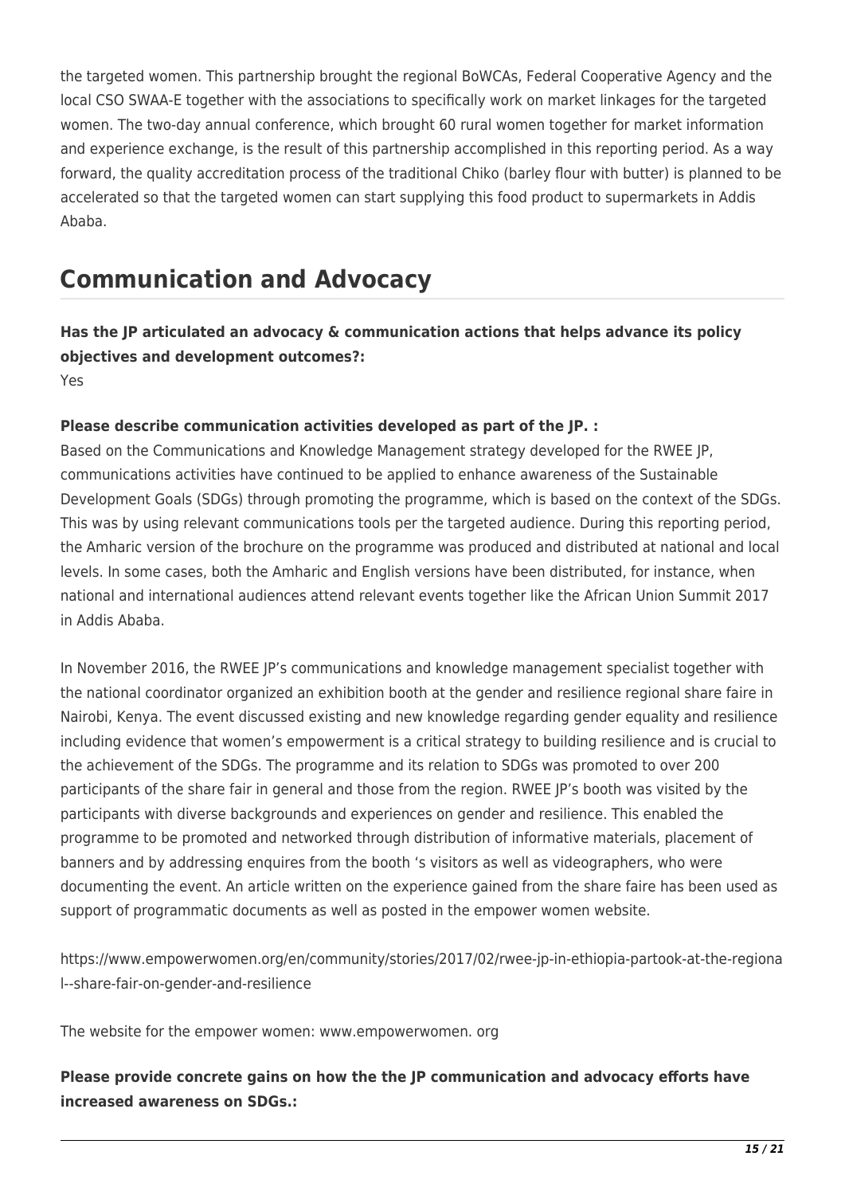the targeted women. This partnership brought the regional BoWCAs, Federal Cooperative Agency and the local CSO SWAA-E together with the associations to specifically work on market linkages for the targeted women. The two-day annual conference, which brought 60 rural women together for market information and experience exchange, is the result of this partnership accomplished in this reporting period. As a way forward, the quality accreditation process of the traditional Chiko (barley flour with butter) is planned to be accelerated so that the targeted women can start supplying this food product to supermarkets in Addis Ababa.

## Communication and Advocacy

**Has the JP articulated an advocacy & communication actions that helps advance its policy objectives and development outcomes?:**
Yes

**Please describe communication activities developed as part of the JP. :**
Based on the Communications and Knowledge Management strategy developed for the RWEE JP, communications activities have continued to be applied to enhance awareness of the Sustainable Development Goals (SDGs) through promoting the programme, which is based on the context of the SDGs. This was by using relevant communications tools per the targeted audience. During this reporting period, the Amharic version of the brochure on the programme was produced and distributed at national and local levels. In some cases, both the Amharic and English versions have been distributed, for instance, when national and international audiences attend relevant events together like the African Union Summit 2017 in Addis Ababa.

In November 2016, the RWEE JP's communications and knowledge management specialist together with the national coordinator organized an exhibition booth at the gender and resilience regional share faire in Nairobi, Kenya. The event discussed existing and new knowledge regarding gender equality and resilience including evidence that women's empowerment is a critical strategy to building resilience and is crucial to the achievement of the SDGs. The programme and its relation to SDGs was promoted to over 200 participants of the share fair in general and those from the region. RWEE JP's booth was visited by the participants with diverse backgrounds and experiences on gender and resilience. This enabled the programme to be promoted and networked through distribution of informative materials, placement of banners and by addressing enquires from the booth 's visitors as well as videographers, who were documenting the event. An article written on the experience gained from the share faire has been used as support of programmatic documents as well as posted in the empower women website.

https://www.empowerwomen.org/en/community/stories/2017/02/rwee-jp-in-ethiopia-partook-at-the-regional--share-fair-on-gender-and-resilience

The website for the empower women: www.empowerwomen. org

**Please provide concrete gains on how the the JP communication and advocacy efforts have increased awareness on SDGs.:**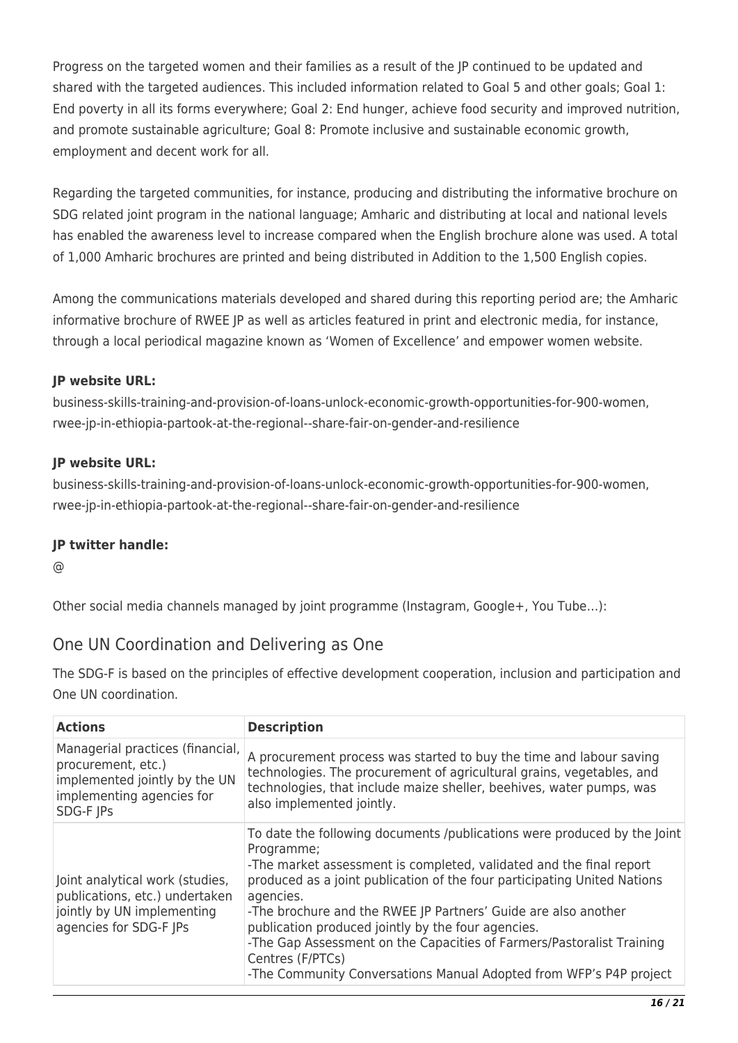Progress on the targeted women and their families as a result of the JP continued to be updated and shared with the targeted audiences. This included information related to Goal 5 and other goals; Goal 1: End poverty in all its forms everywhere; Goal 2: End hunger, achieve food security and improved nutrition, and promote sustainable agriculture; Goal 8: Promote inclusive and sustainable economic growth, employment and decent work for all.

Regarding the targeted communities, for instance, producing and distributing the informative brochure on SDG related joint program in the national language; Amharic and distributing at local and national levels has enabled the awareness level to increase compared when the English brochure alone was used. A total of 1,000 Amharic brochures are printed and being distributed in Addition to the 1,500 English copies.

Among the communications materials developed and shared during this reporting period are; the Amharic informative brochure of RWEE JP as well as articles featured in print and electronic media, for instance, through a local periodical magazine known as 'Women of Excellence' and empower women website.

**JP website URL:**

business-skills-training-and-provision-of-loans-unlock-economic-growth-opportunities-for-900-women, rwee-jp-in-ethiopia-partook-at-the-regional--share-fair-on-gender-and-resilience

**JP website URL:**

business-skills-training-and-provision-of-loans-unlock-economic-growth-opportunities-for-900-women, rwee-jp-in-ethiopia-partook-at-the-regional--share-fair-on-gender-and-resilience

**JP twitter handle:**

@

Other social media channels managed by joint programme (Instagram, Google+, You Tube…):

## One UN Coordination and Delivering as One

The SDG-F is based on the principles of effective development cooperation, inclusion and participation and One UN coordination.

| **Actions** | **Description** |
|---|---|
| Managerial practices (financial, procurement, etc.) implemented jointly by the UN implementing agencies for SDG-F JPs | A procurement process was started to buy the time and labour saving technologies. The procurement of agricultural grains, vegetables, and technologies, that include maize sheller, beehives, water pumps, was also implemented jointly. |
| Joint analytical work (studies, publications, etc.) undertaken jointly by UN implementing agencies for SDG-F JPs | To date the following documents /publications were produced by the Joint Programme;<br>-The market assessment is completed, validated and the final report produced as a joint publication of the four participating United Nations agencies.<br>-The brochure and the RWEE JP Partners' Guide are also another publication produced jointly by the four agencies.<br>-The Gap Assessment on the Capacities of Farmers/Pastoralist Training Centres (F/PTCs)<br>-The Community Conversations Manual Adopted from WFP's P4P project |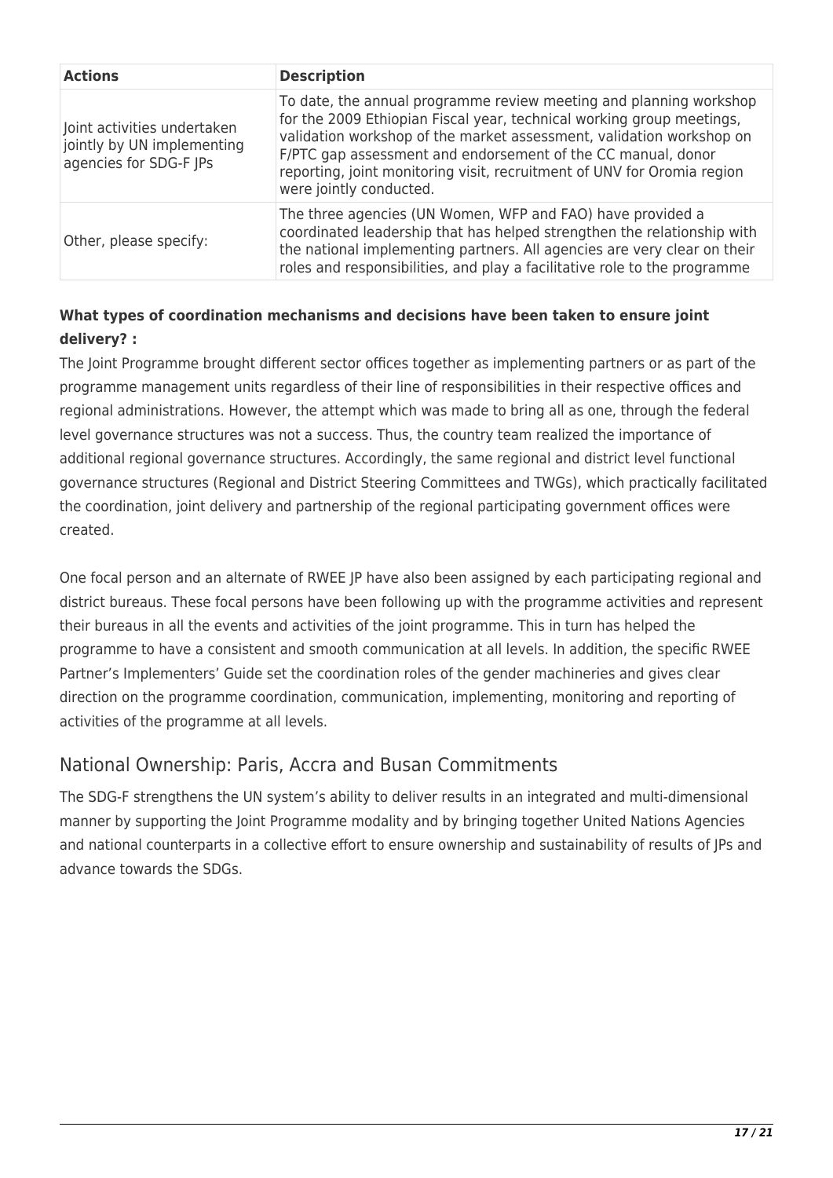| Actions | Description |
| --- | --- |
| Joint activities undertaken jointly by UN implementing agencies for SDG-F JPs | To date, the annual programme review meeting and planning workshop for the 2009 Ethiopian Fiscal year, technical working group meetings, validation workshop of the market assessment, validation workshop on F/PTC gap assessment and endorsement of the CC manual, donor reporting, joint monitoring visit, recruitment of UNV for Oromia region were jointly conducted. |
| Other, please specify: | The three agencies (UN Women, WFP and FAO) have provided a coordinated leadership that has helped strengthen the relationship with the national implementing partners. All agencies are very clear on their roles and responsibilities, and play a facilitative role to the programme |

**What types of coordination mechanisms and decisions have been taken to ensure joint delivery? :**

The Joint Programme brought different sector offices together as implementing partners or as part of the programme management units regardless of their line of responsibilities in their respective offices and regional administrations. However, the attempt which was made to bring all as one, through the federal level governance structures was not a success. Thus, the country team realized the importance of additional regional governance structures. Accordingly, the same regional and district level functional governance structures (Regional and District Steering Committees and TWGs), which practically facilitated the coordination, joint delivery and partnership of the regional participating government offices were created.

One focal person and an alternate of RWEE JP have also been assigned by each participating regional and district bureaus. These focal persons have been following up with the programme activities and represent their bureaus in all the events and activities of the joint programme. This in turn has helped the programme to have a consistent and smooth communication at all levels. In addition, the specific RWEE Partner's Implementers' Guide set the coordination roles of the gender machineries and gives clear direction on the programme coordination, communication, implementing, monitoring and reporting of activities of the programme at all levels.

## National Ownership: Paris, Accra and Busan Commitments

The SDG-F strengthens the UN system's ability to deliver results in an integrated and multi-dimensional manner by supporting the Joint Programme modality and by bringing together United Nations Agencies and national counterparts in a collective effort to ensure ownership and sustainability of results of JPs and advance towards the SDGs.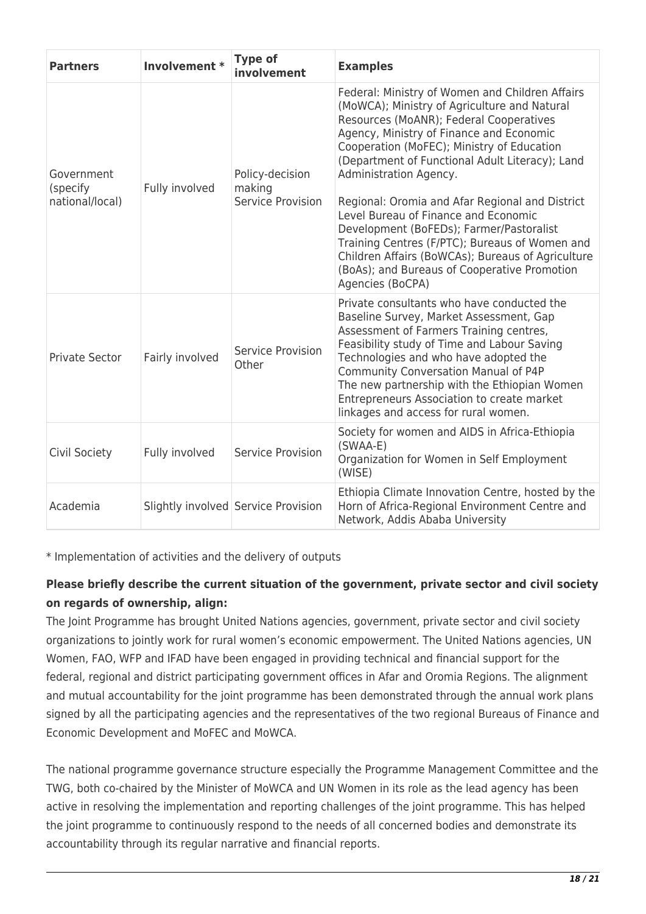| Partners | Involvement * | Type of involvement | Examples |
|---|---|---|---|
| Government (specify national/local) | Fully involved | Policy-decision making<br>Service Provision | Federal: Ministry of Women and Children Affairs (MoWCA); Ministry of Agriculture and Natural Resources (MoANR); Federal Cooperatives Agency, Ministry of Finance and Economic Cooperation (MoFEC); Ministry of Education (Department of Functional Adult Literacy); Land Administration Agency.<br><br>Regional: Oromia and Afar Regional and District Level Bureau of Finance and Economic Development (BoFEDs); Farmer/Pastoralist Training Centres (F/PTC); Bureaus of Women and Children Affairs (BoWCAs); Bureaus of Agriculture (BoAs); and Bureaus of Cooperative Promotion Agencies (BoCPA) |
| Private Sector | Fairly involved | Service Provision<br>Other | Private consultants who have conducted the Baseline Survey, Market Assessment, Gap Assessment of Farmers Training centres, Feasibility study of Time and Labour Saving Technologies and who have adopted the Community Conversation Manual of P4P<br>The new partnership with the Ethiopian Women Entrepreneurs Association to create market linkages and access for rural women. |
| Civil Society | Fully involved | Service Provision | Society for women and AIDS in Africa-Ethiopia (SWAA-E)<br>Organization for Women in Self Employment (WISE) |
| Academia | Slightly involved | Service Provision | Ethiopia Climate Innovation Centre, hosted by the Horn of Africa-Regional Environment Centre and Network, Addis Ababa University |

* Implementation of activities and the delivery of outputs

**Please briefly describe the current situation of the government, private sector and civil society on regards of ownership, align:**

The Joint Programme has brought United Nations agencies, government, private sector and civil society organizations to jointly work for rural women's economic empowerment. The United Nations agencies, UN Women, FAO, WFP and IFAD have been engaged in providing technical and financial support for the federal, regional and district participating government offices in Afar and Oromia Regions. The alignment and mutual accountability for the joint programme has been demonstrated through the annual work plans signed by all the participating agencies and the representatives of the two regional Bureaus of Finance and Economic Development and MoFEC and MoWCA.

The national programme governance structure especially the Programme Management Committee and the TWG, both co-chaired by the Minister of MoWCA and UN Women in its role as the lead agency has been active in resolving the implementation and reporting challenges of the joint programme. This has helped the joint programme to continuously respond to the needs of all concerned bodies and demonstrate its accountability through its regular narrative and financial reports.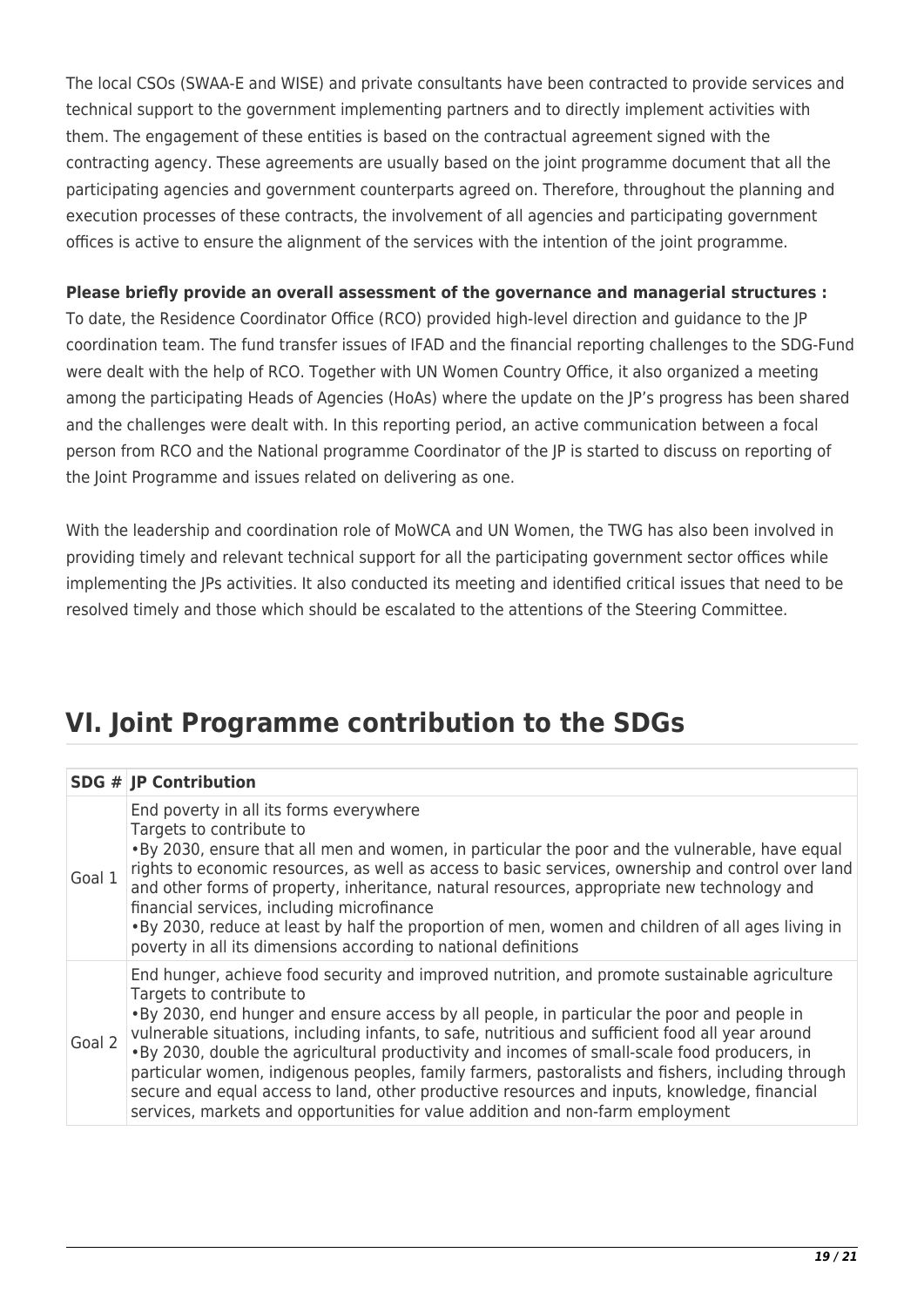The local CSOs (SWAA-E and WISE) and private consultants have been contracted to provide services and technical support to the government implementing partners and to directly implement activities with them. The engagement of these entities is based on the contractual agreement signed with the contracting agency. These agreements are usually based on the joint programme document that all the participating agencies and government counterparts agreed on. Therefore, throughout the planning and execution processes of these contracts, the involvement of all agencies and participating government offices is active to ensure the alignment of the services with the intention of the joint programme.

**Please briefly provide an overall assessment of the governance and managerial structures :**

To date, the Residence Coordinator Office (RCO) provided high-level direction and guidance to the JP coordination team. The fund transfer issues of IFAD and the financial reporting challenges to the SDG-Fund were dealt with the help of RCO. Together with UN Women Country Office, it also organized a meeting among the participating Heads of Agencies (HoAs) where the update on the JP's progress has been shared and the challenges were dealt with. In this reporting period, an active communication between a focal person from RCO and the National programme Coordinator of the JP is started to discuss on reporting of the Joint Programme and issues related on delivering as one.

With the leadership and coordination role of MoWCA and UN Women, the TWG has also been involved in providing timely and relevant technical support for all the participating government sector offices while implementing the JPs activities. It also conducted its meeting and identified critical issues that need to be resolved timely and those which should be escalated to the attentions of the Steering Committee.

# VI. Joint Programme contribution to the SDGs

| SDG # | JP Contribution |
|---|---|
| Goal 1 | End poverty in all its forms everywhere<br>Targets to contribute to<br>•By 2030, ensure that all men and women, in particular the poor and the vulnerable, have equal rights to economic resources, as well as access to basic services, ownership and control over land and other forms of property, inheritance, natural resources, appropriate new technology and financial services, including microfinance<br>•By 2030, reduce at least by half the proportion of men, women and children of all ages living in poverty in all its dimensions according to national definitions |
| Goal 2 | End hunger, achieve food security and improved nutrition, and promote sustainable agriculture<br>Targets to contribute to<br>•By 2030, end hunger and ensure access by all people, in particular the poor and people in vulnerable situations, including infants, to safe, nutritious and sufficient food all year around<br>•By 2030, double the agricultural productivity and incomes of small-scale food producers, in particular women, indigenous peoples, family farmers, pastoralists and fishers, including through secure and equal access to land, other productive resources and inputs, knowledge, financial services, markets and opportunities for value addition and non-farm employment |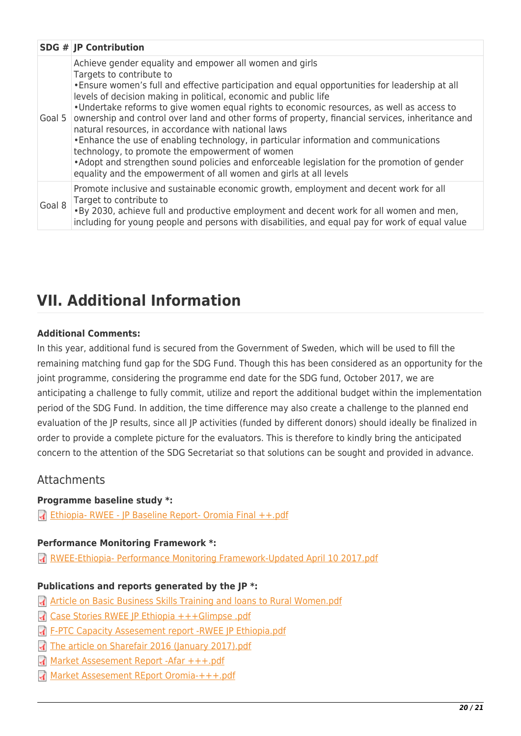| SDG # | JP Contribution |
|---|---|
| Goal 5 | Achieve gender equality and empower all women and girls<br>Targets to contribute to<br>•Ensure women's full and effective participation and equal opportunities for leadership at all levels of decision making in political, economic and public life<br>•Undertake reforms to give women equal rights to economic resources, as well as access to ownership and control over land and other forms of property, financial services, inheritance and natural resources, in accordance with national laws<br>•Enhance the use of enabling technology, in particular information and communications technology, to promote the empowerment of women<br>•Adopt and strengthen sound policies and enforceable legislation for the promotion of gender equality and the empowerment of all women and girls at all levels |
| Goal 8 | Promote inclusive and sustainable economic growth, employment and decent work for all<br>Target to contribute to<br>•By 2030, achieve full and productive employment and decent work for all women and men, including for young people and persons with disabilities, and equal pay for work of equal value |

# VII. Additional Information

**Additional Comments:**

In this year, additional fund is secured from the Government of Sweden, which will be used to fill the remaining matching fund gap for the SDG Fund. Though this has been considered as an opportunity for the joint programme, considering the programme end date for the SDG fund, October 2017, we are anticipating a challenge to fully commit, utilize and report the additional budget within the implementation period of the SDG Fund. In addition, the time difference may also create a challenge to the planned end evaluation of the JP results, since all JP activities (funded by different donors) should ideally be finalized in order to provide a complete picture for the evaluators. This is therefore to kindly bring the anticipated concern to the attention of the SDG Secretariat so that solutions can be sought and provided in advance.

## Attachments

**Programme baseline study *:**

Ethiopia- RWEE - JP Baseline Report- Oromia Final ++.pdf

**Performance Monitoring Framework *:**

RWEE-Ethiopia- Performance Monitoring Framework-Updated April 10 2017.pdf

**Publications and reports generated by the JP *:**

- Article on Basic Business Skills Training and loans to Rural Women.pdf
- Case Stories RWEE JP Ethiopia +++Glimpse .pdf
- F-PTC Capacity Assesement report -RWEE JP Ethiopia.pdf
- The article on Sharefair 2016 (January 2017).pdf
- Market Assesement Report -Afar +++.pdf
- Market Assesement REport Oromia-+++.pdf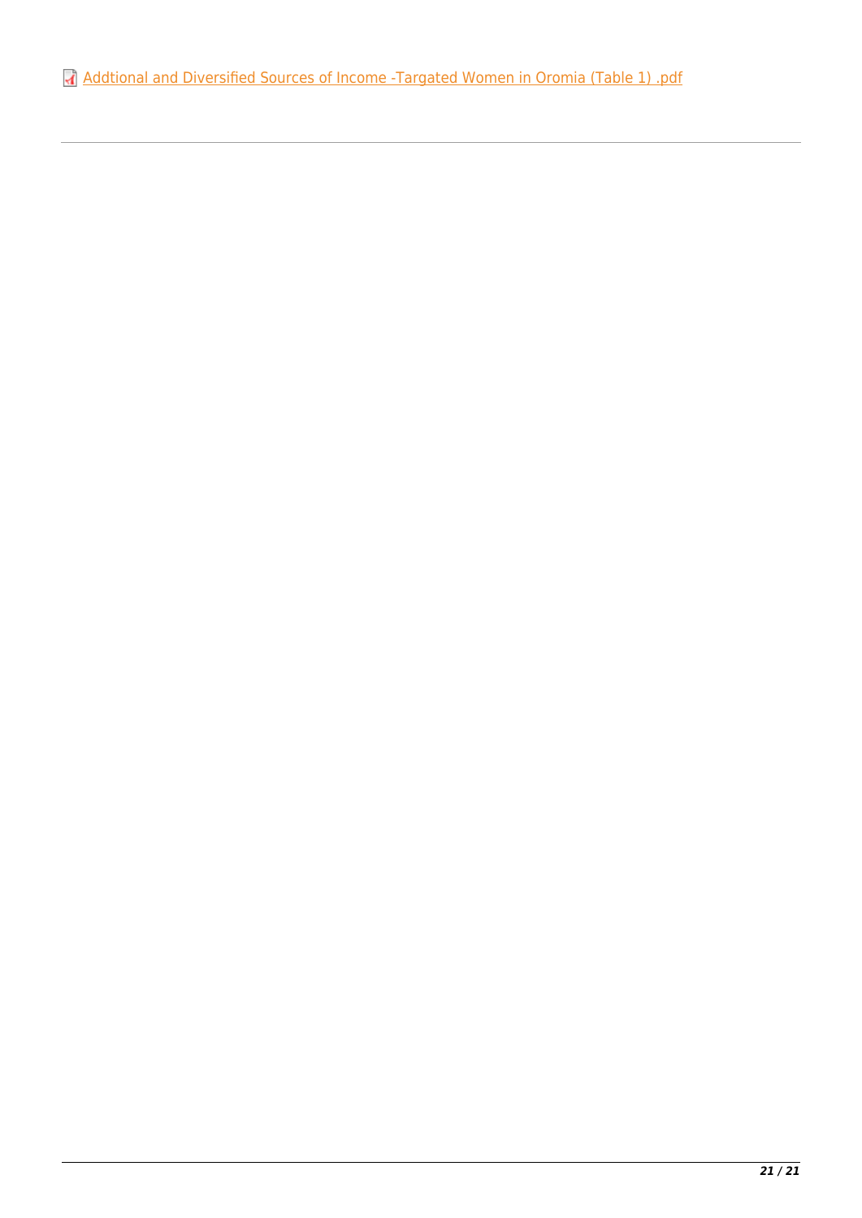Addtional and Diversified Sources of Income -Targated Women in Oromia (Table 1) .pdf